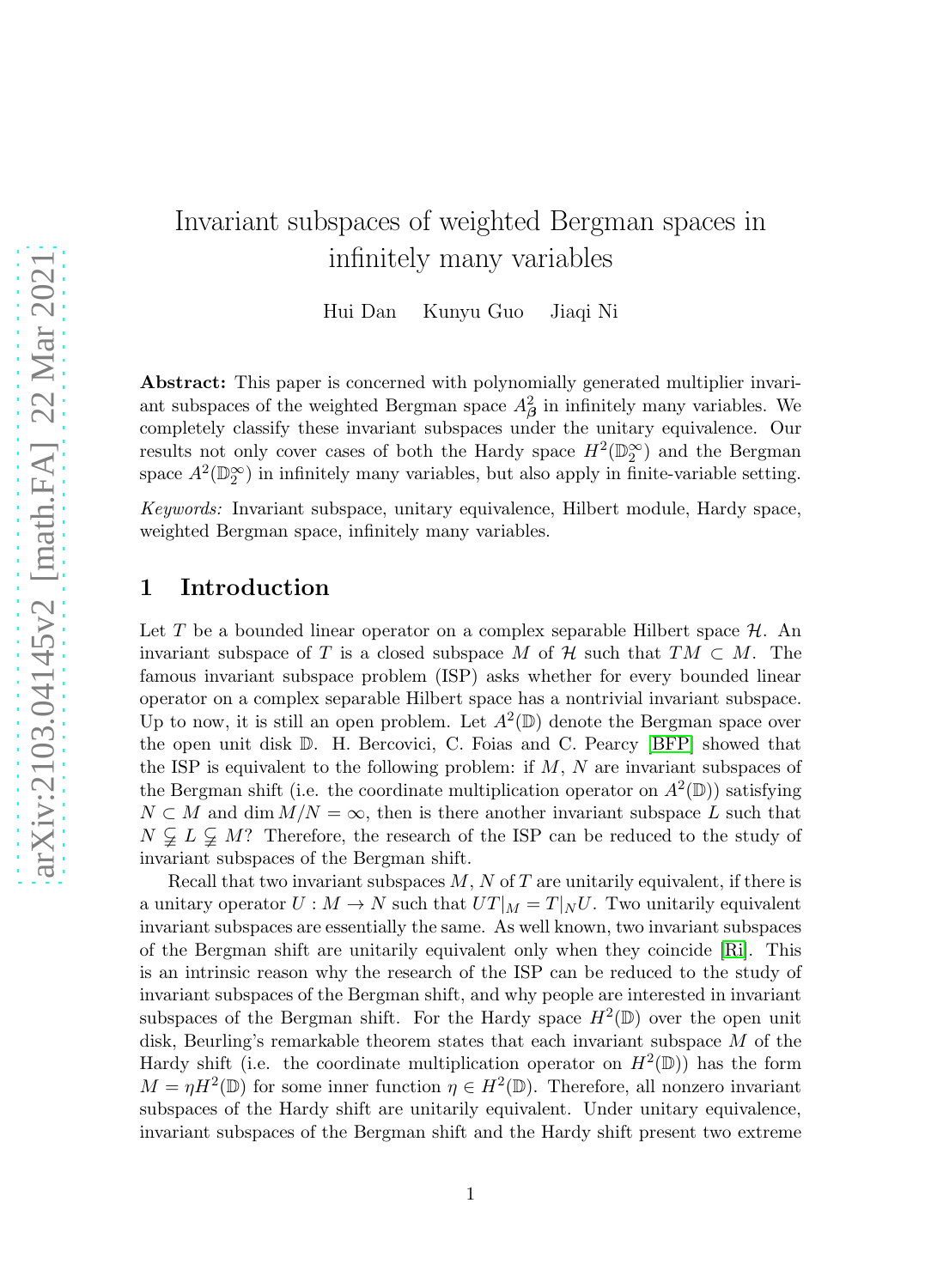# Invariant subspaces of weighted Bergman spaces in infinitely many variables

Hui Dan Kunyu Guo Jiaqi Ni

**Abstract:** This paper is concerned with polynomially generated multiplier invariant subspaces of the weighted Bergman space $A^2_{\boldsymbol{\beta}}$ in infinitely many variables. We completely classify these invariant subspaces under the unitary equivalence. Our results not only cover cases of both the Hardy space $H^2(\mathbb{D}_2^\infty)$ and the Bergman space $A^2(\mathbb{D}_2^\infty)$ in infinitely many variables, but also apply in finite-variable setting.

*Keywords:* Invariant subspace, unitary equivalence, Hilbert module, Hardy space, weighted Bergman space, infinitely many variables.

## 1 Introduction

Let $T$ be a bounded linear operator on a complex separable Hilbert space $\mathcal{H}$. An invariant subspace of $T$ is a closed subspace $M$ of $\mathcal{H}$ such that $TM \subset M$. The famous invariant subspace problem (ISP) asks whether for every bounded linear operator on a complex separable Hilbert space has a nontrivial invariant subspace. Up to now, it is still an open problem. Let $A^2(\mathbb{D})$ denote the Bergman space over the open unit disk $\mathbb{D}$. H. Bercovici, C. Foias and C. Pearcy [BFP] showed that the ISP is equivalent to the following problem: if $M$, $N$ are invariant subspaces of the Bergman shift (i.e. the coordinate multiplication operator on $A^2(\mathbb{D})$) satisfying $N \subset M$ and $\dim M/N = \infty$, then is there another invariant subspace $L$ such that $N \subsetneqq L \subsetneqq M$? Therefore, the research of the ISP can be reduced to the study of invariant subspaces of the Bergman shift.

Recall that two invariant subspaces $M$, $N$ of $T$ are unitarily equivalent, if there is a unitary operator $U : M \to N$ such that $UT|_M = T|_N U$. Two unitarily equivalent invariant subspaces are essentially the same. As well known, two invariant subspaces of the Bergman shift are unitarily equivalent only when they coincide [Ri]. This is an intrinsic reason why the research of the ISP can be reduced to the study of invariant subspaces of the Bergman shift, and why people are interested in invariant subspaces of the Bergman shift. For the Hardy space $H^2(\mathbb{D})$ over the open unit disk, Beurling's remarkable theorem states that each invariant subspace $M$ of the Hardy shift (i.e. the coordinate multiplication operator on $H^2(\mathbb{D})$) has the form $M = \eta H^2(\mathbb{D})$ for some inner function $\eta \in H^2(\mathbb{D})$. Therefore, all nonzero invariant subspaces of the Hardy shift are unitarily equivalent. Under unitary equivalence, invariant subspaces of the Bergman shift and the Hardy shift present two extreme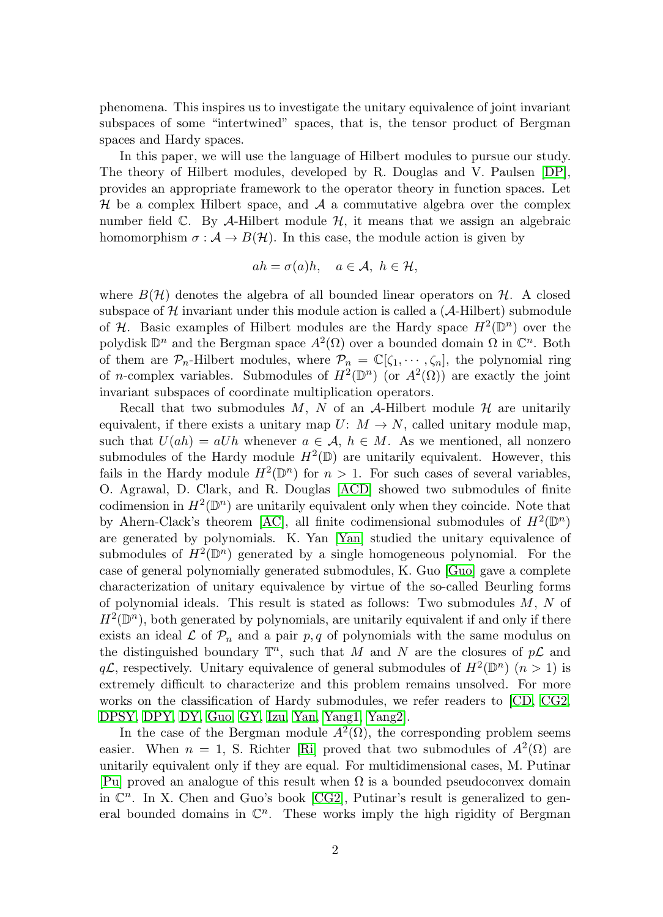phenomena. This inspires us to investigate the unitary equivalence of joint invariant subspaces of some "intertwined" spaces, that is, the tensor product of Bergman spaces and Hardy spaces.

In this paper, we will use the language of Hilbert modules to pursue our study. The theory of Hilbert modules, developed by R. Douglas and V. Paulsen [DP], provides an appropriate framework to the operator theory in function spaces. Let $\mathcal{H}$ be a complex Hilbert space, and $\mathcal{A}$ a commutative algebra over the complex number field $\mathbb{C}$. By $\mathcal{A}$-Hilbert module $\mathcal{H}$, it means that we assign an algebraic homomorphism $\sigma : \mathcal{A} \to B(\mathcal{H})$. In this case, the module action is given by

$$ah = \sigma(a)h, \quad a \in \mathcal{A},\ h \in \mathcal{H},$$

where $B(\mathcal{H})$ denotes the algebra of all bounded linear operators on $\mathcal{H}$. A closed subspace of $\mathcal{H}$ invariant under this module action is called a ($\mathcal{A}$-Hilbert) submodule of $\mathcal{H}$. Basic examples of Hilbert modules are the Hardy space $H^2(\mathbb{D}^n)$ over the polydisk $\mathbb{D}^n$ and the Bergman space $A^2(\Omega)$ over a bounded domain $\Omega$ in $\mathbb{C}^n$. Both of them are $\mathcal{P}_n$-Hilbert modules, where $\mathcal{P}_n = \mathbb{C}[\zeta_1, \cdots, \zeta_n]$, the polynomial ring of $n$-complex variables. Submodules of $H^2(\mathbb{D}^n)$ (or $A^2(\Omega)$) are exactly the joint invariant subspaces of coordinate multiplication operators.

Recall that two submodules $M$, $N$ of an $\mathcal{A}$-Hilbert module $\mathcal{H}$ are unitarily equivalent, if there exists a unitary map $U$: $M \to N$, called unitary module map, such that $U(ah) = aUh$ whenever $a \in \mathcal{A}$, $h \in M$. As we mentioned, all nonzero submodules of the Hardy module $H^2(\mathbb{D})$ are unitarily equivalent. However, this fails in the Hardy module $H^2(\mathbb{D}^n)$ for $n > 1$. For such cases of several variables, O. Agrawal, D. Clark, and R. Douglas [ACD] showed two submodules of finite codimension in $H^2(\mathbb{D}^n)$ are unitarily equivalent only when they coincide. Note that by Ahern-Clack's theorem [AC], all finite codimensional submodules of $H^2(\mathbb{D}^n)$ are generated by polynomials. K. Yan [Yan] studied the unitary equivalence of submodules of $H^2(\mathbb{D}^n)$ generated by a single homogeneous polynomial. For the case of general polynomially generated submodules, K. Guo [Guo] gave a complete characterization of unitary equivalence by virtue of the so-called Beurling forms of polynomial ideals. This result is stated as follows: Two submodules $M$, $N$ of $H^2(\mathbb{D}^n)$, both generated by polynomials, are unitarily equivalent if and only if there exists an ideal $\mathcal{L}$ of $\mathcal{P}_n$ and a pair $p, q$ of polynomials with the same modulus on the distinguished boundary $\mathbb{T}^n$, such that $M$ and $N$ are the closures of $p\mathcal{L}$ and $q\mathcal{L}$, respectively. Unitary equivalence of general submodules of $H^2(\mathbb{D}^n)$ ($n > 1$) is extremely difficult to characterize and this problem remains unsolved. For more works on the classification of Hardy submodules, we refer readers to [CD, CG2, DPSY, DPY, DY, Guo, GY, Izu, Yan, Yang1, Yang2].

In the case of the Bergman module $A^2(\Omega)$, the corresponding problem seems easier. When $n = 1$, S. Richter [Ri] proved that two submodules of $A^2(\Omega)$ are unitarily equivalent only if they are equal. For multidimensional cases, M. Putinar [Pu] proved an analogue of this result when $\Omega$ is a bounded pseudoconvex domain in $\mathbb{C}^n$. In X. Chen and Guo's book [CG2], Putinar's result is generalized to general bounded domains in $\mathbb{C}^n$. These works imply the high rigidity of Bergman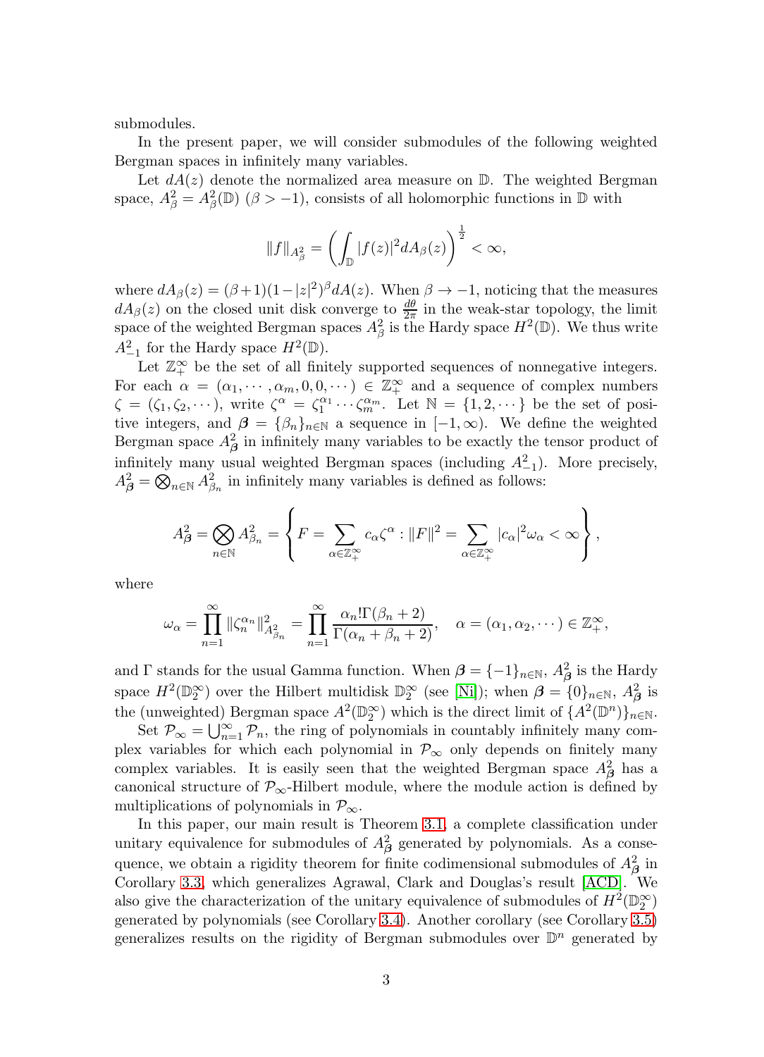submodules.

In the present paper, we will consider submodules of the following weighted Bergman spaces in infinitely many variables.

Let $dA(z)$ denote the normalized area measure on $\mathbb{D}$. The weighted Bergman space, $A^2_\beta = A^2_\beta(\mathbb{D})$ $(\beta > -1)$, consists of all holomorphic functions in $\mathbb{D}$ with

$$\|f\|_{A^2_\beta} = \left( \int_{\mathbb{D}} |f(z)|^2 dA_\beta(z) \right)^{\frac{1}{2}} < \infty,$$

where $dA_\beta(z) = (\beta+1)(1-|z|^2)^\beta dA(z)$. When $\beta \to -1$, noticing that the measures $dA_\beta(z)$ on the closed unit disk converge to $\frac{d\theta}{2\pi}$ in the weak-star topology, the limit space of the weighted Bergman spaces $A^2_\beta$ is the Hardy space $H^2(\mathbb{D})$. We thus write $A^2_{-1}$ for the Hardy space $H^2(\mathbb{D})$.

Let $\mathbb{Z}^\infty_+$ be the set of all finitely supported sequences of nonnegative integers. For each $\alpha = (\alpha_1, \cdots, \alpha_m, 0, 0, \cdots) \in \mathbb{Z}^\infty_+$ and a sequence of complex numbers $\zeta = (\zeta_1, \zeta_2, \cdots)$, write $\zeta^\alpha = \zeta_1^{\alpha_1} \cdots \zeta_m^{\alpha_m}$. Let $\mathbb{N} = \{1, 2, \cdots\}$ be the set of positive integers, and $\boldsymbol{\beta} = \{\beta_n\}_{n\in\mathbb{N}}$ a sequence in $[-1, \infty)$. We define the weighted Bergman space $A^2_{\boldsymbol{\beta}}$ in infinitely many variables to be exactly the tensor product of infinitely many usual weighted Bergman spaces (including $A^2_{-1}$). More precisely, $A^2_{\boldsymbol{\beta}} = \bigotimes_{n\in\mathbb{N}} A^2_{\beta_n}$ in infinitely many variables is defined as follows:

$$A^2_{\boldsymbol{\beta}} = \bigotimes_{n\in\mathbb{N}} A^2_{\beta_n} = \left\{ F = \sum_{\alpha\in\mathbb{Z}^\infty_+} c_\alpha \zeta^\alpha : \|F\|^2 = \sum_{\alpha\in\mathbb{Z}^\infty_+} |c_\alpha|^2 \omega_\alpha < \infty \right\},$$

where

$$\omega_\alpha = \prod_{n=1}^\infty \|\zeta_n^{\alpha_n}\|^2_{A^2_{\beta_n}} = \prod_{n=1}^\infty \frac{\alpha_n! \Gamma(\beta_n + 2)}{\Gamma(\alpha_n + \beta_n + 2)}, \quad \alpha = (\alpha_1, \alpha_2, \cdots) \in \mathbb{Z}^\infty_+,$$

and $\Gamma$ stands for the usual Gamma function. When $\boldsymbol{\beta} = \{-1\}_{n\in\mathbb{N}}$, $A^2_{\boldsymbol{\beta}}$ is the Hardy space $H^2(\mathbb{D}^\infty_2)$ over the Hilbert multidisk $\mathbb{D}^\infty_2$ (see [Ni]); when $\boldsymbol{\beta} = \{0\}_{n\in\mathbb{N}}$, $A^2_{\boldsymbol{\beta}}$ is the (unweighted) Bergman space $A^2(\mathbb{D}^\infty_2)$ which is the direct limit of $\{A^2(\mathbb{D}^n)\}_{n\in\mathbb{N}}$.

Set $\mathcal{P}_\infty = \bigcup_{n=1}^\infty \mathcal{P}_n$, the ring of polynomials in countably infinitely many complex variables for which each polynomial in $\mathcal{P}_\infty$ only depends on finitely many complex variables. It is easily seen that the weighted Bergman space $A^2_{\boldsymbol{\beta}}$ has a canonical structure of $\mathcal{P}_\infty$-Hilbert module, where the module action is defined by multiplications of polynomials in $\mathcal{P}_\infty$.

In this paper, our main result is Theorem 3.1, a complete classification under unitary equivalence for submodules of $A^2_{\boldsymbol{\beta}}$ generated by polynomials. As a consequence, we obtain a rigidity theorem for finite codimensional submodules of $A^2_{\boldsymbol{\beta}}$ in Corollary 3.3, which generalizes Agrawal, Clark and Douglas's result [ACD]. We also give the characterization of the unitary equivalence of submodules of $H^2(\mathbb{D}^\infty_2)$ generated by polynomials (see Corollary 3.4). Another corollary (see Corollary 3.5) generalizes results on the rigidity of Bergman submodules over $\mathbb{D}^n$ generated by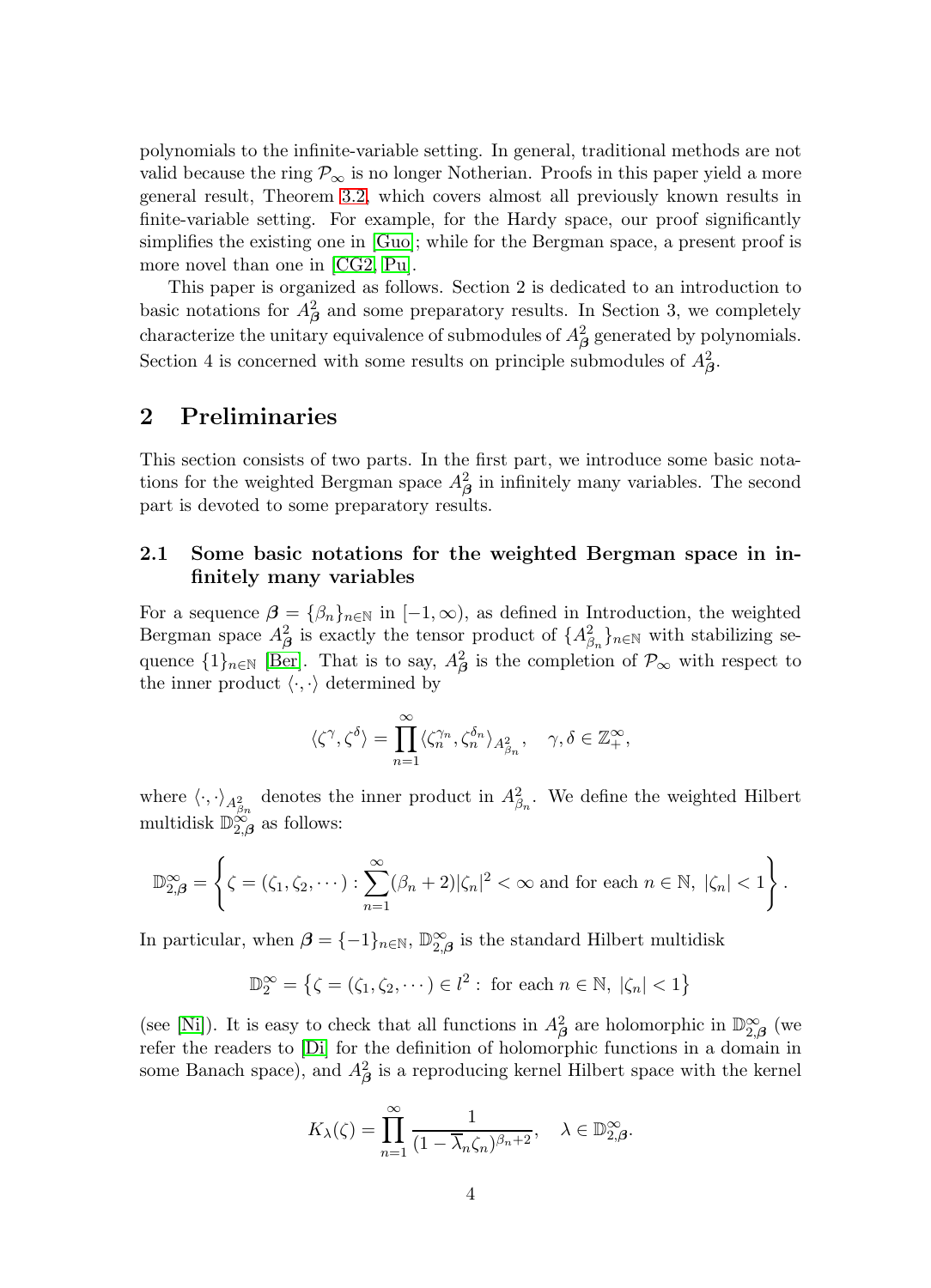polynomials to the infinite-variable setting. In general, traditional methods are not valid because the ring $\mathcal{P}_\infty$ is no longer Notherian. Proofs in this paper yield a more general result, Theorem 3.2, which covers almost all previously known results in finite-variable setting. For example, for the Hardy space, our proof significantly simplifies the existing one in [Guo]; while for the Bergman space, a present proof is more novel than one in [CG2, Pu].

This paper is organized as follows. Section 2 is dedicated to an introduction to basic notations for $A^2_{\boldsymbol{\beta}}$ and some preparatory results. In Section 3, we completely characterize the unitary equivalence of submodules of $A^2_{\boldsymbol{\beta}}$ generated by polynomials. Section 4 is concerned with some results on principle submodules of $A^2_{\boldsymbol{\beta}}$.

## 2 Preliminaries

This section consists of two parts. In the first part, we introduce some basic notations for the weighted Bergman space $A^2_{\boldsymbol{\beta}}$ in infinitely many variables. The second part is devoted to some preparatory results.

### 2.1 Some basic notations for the weighted Bergman space in infinitely many variables

For a sequence $\boldsymbol{\beta} = \{\beta_n\}_{n\in\mathbb{N}}$ in $[-1,\infty)$, as defined in Introduction, the weighted Bergman space $A^2_{\boldsymbol{\beta}}$ is exactly the tensor product of $\{A^2_{\beta_n}\}_{n\in\mathbb{N}}$ with stabilizing sequence $\{1\}_{n\in\mathbb{N}}$ [Ber]. That is to say, $A^2_{\boldsymbol{\beta}}$ is the completion of $\mathcal{P}_\infty$ with respect to the inner product $\langle\cdot,\cdot\rangle$ determined by

$$\langle \zeta^\gamma, \zeta^\delta \rangle = \prod_{n=1}^{\infty} \langle \zeta_n^{\gamma_n}, \zeta_n^{\delta_n} \rangle_{A^2_{\beta_n}}, \quad \gamma, \delta \in \mathbb{Z}_+^\infty,$$

where $\langle\cdot,\cdot\rangle_{A^2_{\beta_n}}$ denotes the inner product in $A^2_{\beta_n}$. We define the weighted Hilbert multidisk $\mathbb{D}^\infty_{2,\boldsymbol{\beta}}$ as follows:

$$\mathbb{D}^\infty_{2,\boldsymbol{\beta}} = \left\{ \zeta = (\zeta_1, \zeta_2, \cdots) : \sum_{n=1}^{\infty} (\beta_n + 2)|\zeta_n|^2 < \infty \text{ and for each } n \in \mathbb{N},\ |\zeta_n| < 1 \right\}.$$

In particular, when $\boldsymbol{\beta} = \{-1\}_{n\in\mathbb{N}}$, $\mathbb{D}^\infty_{2,\boldsymbol{\beta}}$ is the standard Hilbert multidisk

$$\mathbb{D}^\infty_2 = \left\{ \zeta = (\zeta_1, \zeta_2, \cdots) \in l^2 : \text{ for each } n \in \mathbb{N},\ |\zeta_n| < 1 \right\}$$

(see [Ni]). It is easy to check that all functions in $A^2_{\boldsymbol{\beta}}$ are holomorphic in $\mathbb{D}^\infty_{2,\boldsymbol{\beta}}$ (we refer the readers to [Di] for the definition of holomorphic functions in a domain in some Banach space), and $A^2_{\boldsymbol{\beta}}$ is a reproducing kernel Hilbert space with the kernel

$$K_\lambda(\zeta) = \prod_{n=1}^{\infty} \frac{1}{(1 - \overline{\lambda}_n \zeta_n)^{\beta_n + 2}}, \quad \lambda \in \mathbb{D}^\infty_{2,\boldsymbol{\beta}}.$$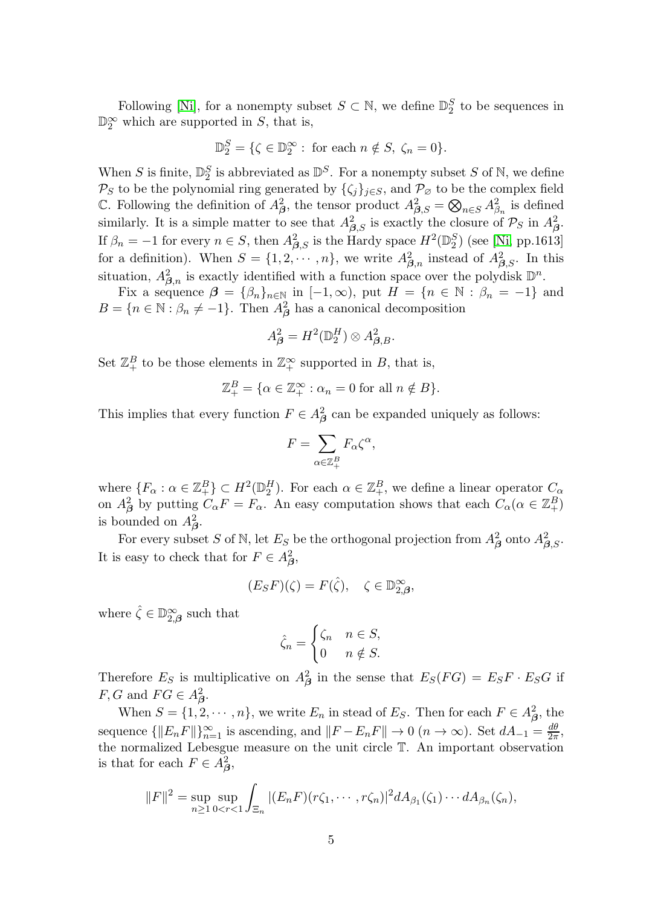Following [Ni], for a nonempty subset $S \subset \mathbb{N}$, we define $\mathbb{D}_2^S$ to be sequences in $\mathbb{D}_2^\infty$ which are supported in $S$, that is,

$$\mathbb{D}_2^S = \{\zeta \in \mathbb{D}_2^\infty : \text{ for each } n \notin S, \ \zeta_n = 0\}.$$

When $S$ is finite, $\mathbb{D}_2^S$ is abbreviated as $\mathbb{D}^S$. For a nonempty subset $S$ of $\mathbb{N}$, we define $\mathcal{P}_S$ to be the polynomial ring generated by $\{\zeta_j\}_{j\in S}$, and $\mathcal{P}_\varnothing$ to be the complex field $\mathbb{C}$. Following the definition of $A^2_{\boldsymbol{\beta}}$, the tensor product $A^2_{\boldsymbol{\beta},S} = \bigotimes_{n\in S} A^2_{\beta_n}$ is defined similarly. It is a simple matter to see that $A^2_{\boldsymbol{\beta},S}$ is exactly the closure of $\mathcal{P}_S$ in $A^2_{\boldsymbol{\beta}}$. If $\beta_n = -1$ for every $n \in S$, then $A^2_{\boldsymbol{\beta},S}$ is the Hardy space $H^2(\mathbb{D}_2^S)$ (see [Ni, pp.1613] for a definition). When $S = \{1, 2, \cdots, n\}$, we write $A^2_{\boldsymbol{\beta},n}$ instead of $A^2_{\boldsymbol{\beta},S}$. In this situation, $A^2_{\boldsymbol{\beta},n}$ is exactly identified with a function space over the polydisk $\mathbb{D}^n$.

Fix a sequence $\boldsymbol{\beta} = \{\beta_n\}_{n\in\mathbb{N}}$ in $[-1, \infty)$, put $H = \{n \in \mathbb{N} : \beta_n = -1\}$ and $B = \{n \in \mathbb{N} : \beta_n \neq -1\}$. Then $A^2_{\boldsymbol{\beta}}$ has a canonical decomposition

$$A^2_{\boldsymbol{\beta}} = H^2(\mathbb{D}_2^H) \otimes A^2_{\boldsymbol{\beta},B}.$$

Set $\mathbb{Z}_+^B$ to be those elements in $\mathbb{Z}_+^\infty$ supported in $B$, that is,

$$\mathbb{Z}_+^B = \{\alpha \in \mathbb{Z}_+^\infty : \alpha_n = 0 \text{ for all } n \notin B\}.$$

This implies that every function $F \in A^2_{\boldsymbol{\beta}}$ can be expanded uniquely as follows:

$$F = \sum_{\alpha\in\mathbb{Z}_+^B} F_\alpha \zeta^\alpha,$$

where $\{F_\alpha : \alpha \in \mathbb{Z}_+^B\} \subset H^2(\mathbb{D}_2^H)$. For each $\alpha \in \mathbb{Z}_+^B$, we define a linear operator $C_\alpha$ on $A^2_{\boldsymbol{\beta}}$ by putting $C_\alpha F = F_\alpha$. An easy computation shows that each $C_\alpha (\alpha \in \mathbb{Z}_+^B)$ is bounded on $A^2_{\boldsymbol{\beta}}$.

For every subset $S$ of $\mathbb{N}$, let $E_S$ be the orthogonal projection from $A^2_{\boldsymbol{\beta}}$ onto $A^2_{\boldsymbol{\beta},S}$. It is easy to check that for $F \in A^2_{\boldsymbol{\beta}}$,

$$(E_S F)(\zeta) = F(\hat{\zeta}), \quad \zeta \in \mathbb{D}^\infty_{2,\boldsymbol{\beta}},$$

where $\hat{\zeta} \in \mathbb{D}^\infty_{2,\boldsymbol{\beta}}$ such that

$$\hat{\zeta}_n = \begin{cases} \zeta_n & n \in S, \\ 0 & n \notin S. \end{cases}$$

Therefore $E_S$ is multiplicative on $A^2_{\boldsymbol{\beta}}$ in the sense that $E_S(FG) = E_S F \cdot E_S G$ if $F, G$ and $FG \in A^2_{\boldsymbol{\beta}}$.

When $S = \{1, 2, \cdots, n\}$, we write $E_n$ in stead of $E_S$. Then for each $F \in A^2_{\boldsymbol{\beta}}$, the sequence $\{\|E_n F\|\}_{n=1}^\infty$ is ascending, and $\|F - E_n F\| \to 0$ $(n \to \infty)$. Set $dA_{-1} = \frac{d\theta}{2\pi}$, the normalized Lebesgue measure on the unit circle $\mathbb{T}$. An important observation is that for each $F \in A^2_{\boldsymbol{\beta}}$,

$$\|F\|^2 = \sup_{n\geq 1} \sup_{0<r<1} \int_{\Xi_n} |(E_n F)(r\zeta_1, \cdots, r\zeta_n)|^2 dA_{\beta_1}(\zeta_1) \cdots dA_{\beta_n}(\zeta_n),$$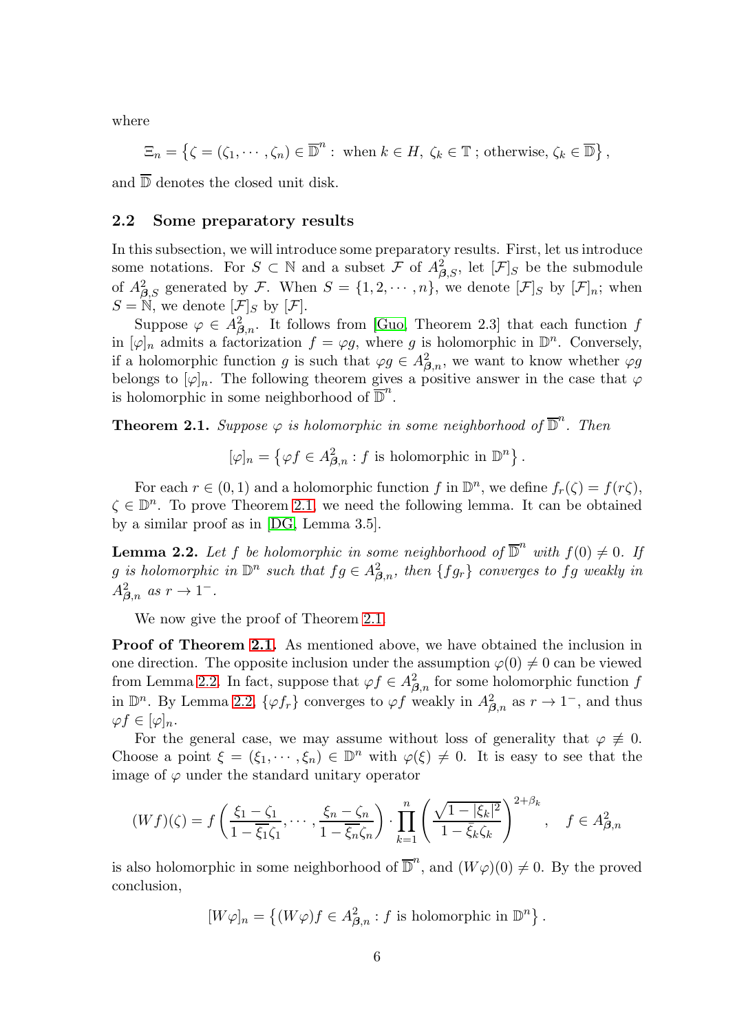where

$$\Xi_n = \left\{\zeta = (\zeta_1, \cdots, \zeta_n) \in \overline{\mathbb{D}}^n : \text{ when } k \in H,\ \zeta_k \in \mathbb{T}\ ; \text{ otherwise, } \zeta_k \in \overline{\mathbb{D}}\right\},$$

and $\overline{\mathbb{D}}$ denotes the closed unit disk.

## 2.2 Some preparatory results

In this subsection, we will introduce some preparatory results. First, let us introduce some notations. For $S \subset \mathbb{N}$ and a subset $\mathcal{F}$ of $A^2_{\boldsymbol{\beta},S}$, let $[\mathcal{F}]_S$ be the submodule of $A^2_{\boldsymbol{\beta},S}$ generated by $\mathcal{F}$. When $S = \{1, 2, \cdots, n\}$, we denote $[\mathcal{F}]_S$ by $[\mathcal{F}]_n$; when $S = \mathbb{N}$, we denote $[\mathcal{F}]_S$ by $[\mathcal{F}]$.

Suppose $\varphi \in A^2_{\boldsymbol{\beta},n}$. It follows from [Guo, Theorem 2.3] that each function $f$ in $[\varphi]_n$ admits a factorization $f = \varphi g$, where $g$ is holomorphic in $\mathbb{D}^n$. Conversely, if a holomorphic function $g$ is such that $\varphi g \in A^2_{\boldsymbol{\beta},n}$, we want to know whether $\varphi g$ belongs to $[\varphi]_n$. The following theorem gives a positive answer in the case that $\varphi$ is holomorphic in some neighborhood of $\overline{\mathbb{D}}^n$.

**Theorem 2.1.** *Suppose $\varphi$ is holomorphic in some neighborhood of $\overline{\mathbb{D}}^n$. Then*

$$[\varphi]_n = \left\{\varphi f \in A^2_{\boldsymbol{\beta},n} : f \text{ is holomorphic in } \mathbb{D}^n\right\}.$$

For each $r \in (0, 1)$ and a holomorphic function $f$ in $\mathbb{D}^n$, we define $f_r(\zeta) = f(r\zeta)$, $\zeta \in \mathbb{D}^n$. To prove Theorem 2.1, we need the following lemma. It can be obtained by a similar proof as in [DG, Lemma 3.5].

**Lemma 2.2.** *Let $f$ be holomorphic in some neighborhood of $\overline{\mathbb{D}}^n$ with $f(0) \neq 0$. If $g$ is holomorphic in $\mathbb{D}^n$ such that $fg \in A^2_{\boldsymbol{\beta},n}$, then $\{fg_r\}$ converges to $fg$ weakly in $A^2_{\boldsymbol{\beta},n}$ as $r \to 1^-$.*

We now give the proof of Theorem 2.1.

**Proof of Theorem 2.1.** As mentioned above, we have obtained the inclusion in one direction. The opposite inclusion under the assumption $\varphi(0) \neq 0$ can be viewed from Lemma 2.2. In fact, suppose that $\varphi f \in A^2_{\boldsymbol{\beta},n}$ for some holomorphic function $f$ in $\mathbb{D}^n$. By Lemma 2.2, $\{\varphi f_r\}$ converges to $\varphi f$ weakly in $A^2_{\boldsymbol{\beta},n}$ as $r \to 1^-$, and thus $\varphi f \in [\varphi]_n$.

For the general case, we may assume without loss of generality that $\varphi \not\equiv 0$. Choose a point $\xi = (\xi_1, \cdots, \xi_n) \in \mathbb{D}^n$ with $\varphi(\xi) \neq 0$. It is easy to see that the image of $\varphi$ under the standard unitary operator

$$(Wf)(\zeta) = f\left(\frac{\xi_1 - \zeta_1}{1 - \overline{\xi_1}\zeta_1}, \cdots, \frac{\xi_n - \zeta_n}{1 - \overline{\xi_n}\zeta_n}\right) \cdot \prod_{k=1}^{n} \left(\frac{\sqrt{1 - |\xi_k|^2}}{1 - \bar{\xi}_k\zeta_k}\right)^{2+\beta_k}, \quad f \in A^2_{\boldsymbol{\beta},n}$$

is also holomorphic in some neighborhood of $\overline{\mathbb{D}}^n$, and $(W\varphi)(0) \neq 0$. By the proved conclusion,

$$[W\varphi]_n = \left\{(W\varphi)f \in A^2_{\boldsymbol{\beta},n} : f \text{ is holomorphic in } \mathbb{D}^n\right\}.$$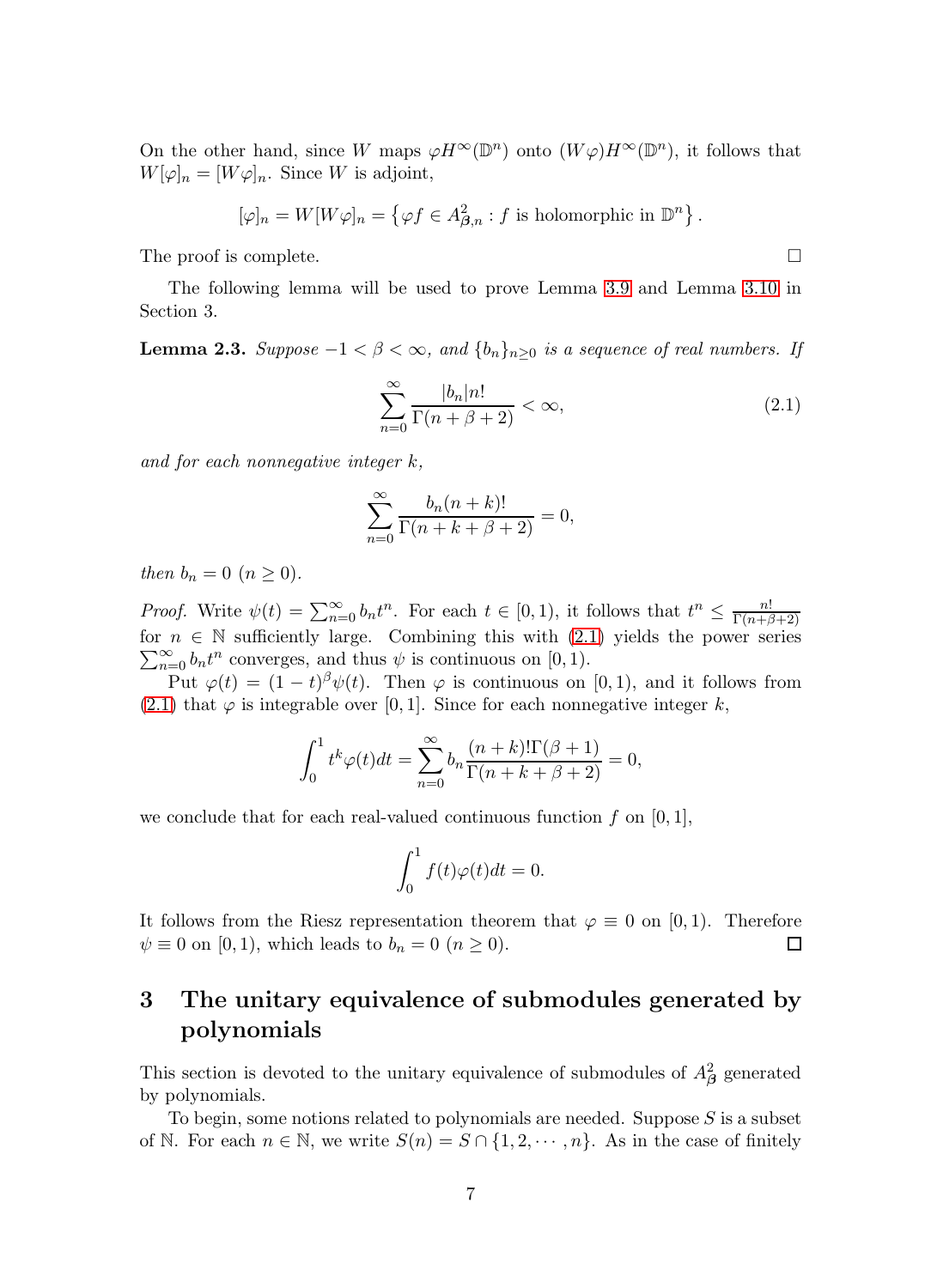On the other hand, since $W$ maps $\varphi H^\infty(\mathbb{D}^n)$ onto $(W\varphi)H^\infty(\mathbb{D}^n)$, it follows that $W[\varphi]_n = [W\varphi]_n$. Since $W$ is adjoint,

$$[\varphi]_n = W[W\varphi]_n = \left\{\varphi f \in A^2_{\boldsymbol{\beta},n} : f \text{ is holomorphic in } \mathbb{D}^n\right\}.$$

The proof is complete. □

The following lemma will be used to prove Lemma 3.9 and Lemma 3.10 in Section 3.

**Lemma 2.3.** *Suppose $-1 < \beta < \infty$, and $\{b_n\}_{n\geq 0}$ is a sequence of real numbers. If*

$$\sum_{n=0}^{\infty} \frac{|b_n| n!}{\Gamma(n+\beta+2)} < \infty, \tag{2.1}$$

*and for each nonnegative integer $k$,*

$$\sum_{n=0}^{\infty} \frac{b_n (n+k)!}{\Gamma(n+k+\beta+2)} = 0,$$

*then $b_n = 0$ $(n \geq 0)$.*

*Proof.* Write $\psi(t) = \sum_{n=0}^{\infty} b_n t^n$. For each $t \in [0,1)$, it follows that $t^n \leq \frac{n!}{\Gamma(n+\beta+2)}$ for $n \in \mathbb{N}$ sufficiently large. Combining this with (2.1) yields the power series $\sum_{n=0}^{\infty} b_n t^n$ converges, and thus $\psi$ is continuous on $[0,1)$.

Put $\varphi(t) = (1-t)^\beta \psi(t)$. Then $\varphi$ is continuous on $[0,1)$, and it follows from (2.1) that $\varphi$ is integrable over $[0,1]$. Since for each nonnegative integer $k$,

$$\int_0^1 t^k \varphi(t) dt = \sum_{n=0}^{\infty} b_n \frac{(n+k)!\Gamma(\beta+1)}{\Gamma(n+k+\beta+2)} = 0,$$

we conclude that for each real-valued continuous function $f$ on $[0,1]$,

$$\int_0^1 f(t)\varphi(t) dt = 0.$$

It follows from the Riesz representation theorem that $\varphi \equiv 0$ on $[0,1)$. Therefore $\psi \equiv 0$ on $[0,1)$, which leads to $b_n = 0$ $(n \geq 0)$. □

# 3 The unitary equivalence of submodules generated by polynomials

This section is devoted to the unitary equivalence of submodules of $A^2_{\boldsymbol{\beta}}$ generated by polynomials.

To begin, some notions related to polynomials are needed. Suppose $S$ is a subset of $\mathbb{N}$. For each $n \in \mathbb{N}$, we write $S(n) = S \cap \{1, 2, \cdots, n\}$. As in the case of finitely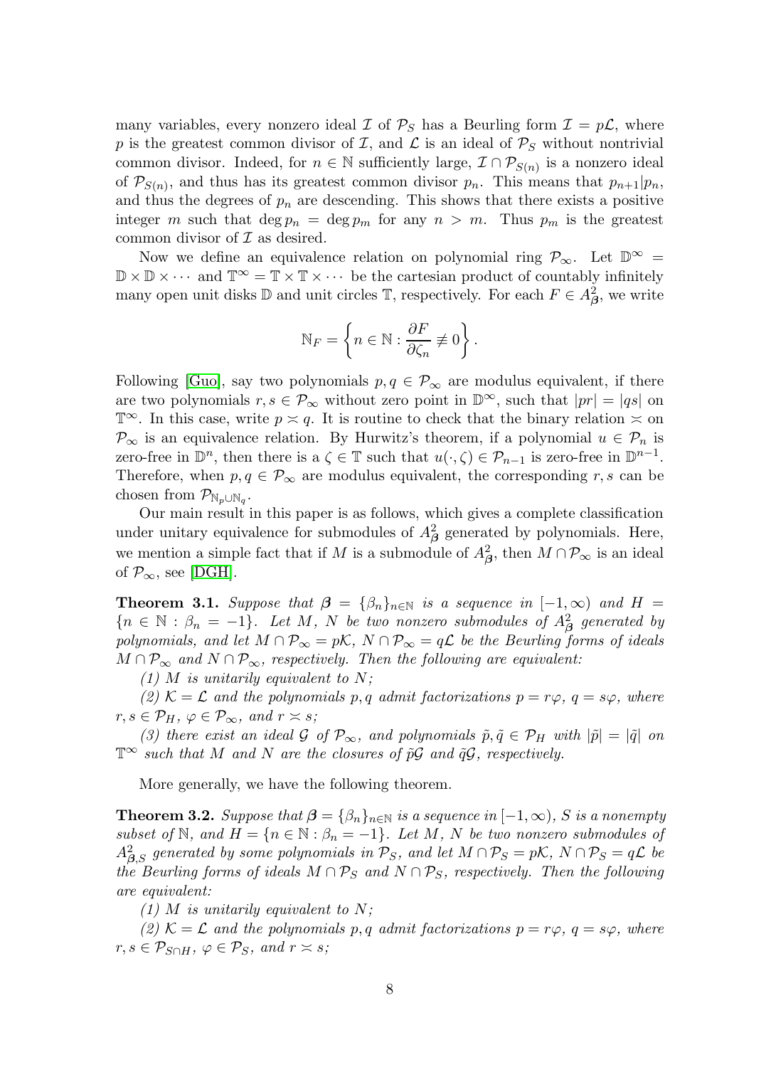many variables, every nonzero ideal $\mathcal{I}$ of $\mathcal{P}_S$ has a Beurling form $\mathcal{I} = p\mathcal{L}$, where $p$ is the greatest common divisor of $\mathcal{I}$, and $\mathcal{L}$ is an ideal of $\mathcal{P}_S$ without nontrivial common divisor. Indeed, for $n \in \mathbb{N}$ sufficiently large, $\mathcal{I} \cap \mathcal{P}_{S(n)}$ is a nonzero ideal of $\mathcal{P}_{S(n)}$, and thus has its greatest common divisor $p_n$. This means that $p_{n+1}|p_n$, and thus the degrees of $p_n$ are descending. This shows that there exists a positive integer $m$ such that $\deg p_n = \deg p_m$ for any $n > m$. Thus $p_m$ is the greatest common divisor of $\mathcal{I}$ as desired.

Now we define an equivalence relation on polynomial ring $\mathcal{P}_\infty$. Let $\mathbb{D}^\infty = \mathbb{D} \times \mathbb{D} \times \cdots$ and $\mathbb{T}^\infty = \mathbb{T} \times \mathbb{T} \times \cdots$ be the cartesian product of countably infinitely many open unit disks $\mathbb{D}$ and unit circles $\mathbb{T}$, respectively. For each $F \in A^2_{\boldsymbol{\beta}}$, we write

$$\mathbb{N}_F = \left\{ n \in \mathbb{N} : \frac{\partial F}{\partial \zeta_n} \not\equiv 0 \right\}.$$

Following [Guo], say two polynomials $p, q \in \mathcal{P}_\infty$ are modulus equivalent, if there are two polynomials $r, s \in \mathcal{P}_\infty$ without zero point in $\mathbb{D}^\infty$, such that $|pr| = |qs|$ on $\mathbb{T}^\infty$. In this case, write $p \asymp q$. It is routine to check that the binary relation $\asymp$ on $\mathcal{P}_\infty$ is an equivalence relation. By Hurwitz's theorem, if a polynomial $u \in \mathcal{P}_n$ is zero-free in $\mathbb{D}^n$, then there is a $\zeta \in \mathbb{T}$ such that $u(\cdot, \zeta) \in \mathcal{P}_{n-1}$ is zero-free in $\mathbb{D}^{n-1}$. Therefore, when $p, q \in \mathcal{P}_\infty$ are modulus equivalent, the corresponding $r, s$ can be chosen from $\mathcal{P}_{\mathbb{N}_p \cup \mathbb{N}_q}$.

Our main result in this paper is as follows, which gives a complete classification under unitary equivalence for submodules of $A^2_{\boldsymbol{\beta}}$ generated by polynomials. Here, we mention a simple fact that if $M$ is a submodule of $A^2_{\boldsymbol{\beta}}$, then $M \cap \mathcal{P}_\infty$ is an ideal of $\mathcal{P}_\infty$, see [DGH].

**Theorem 3.1.** *Suppose that $\boldsymbol{\beta} = \{\beta_n\}_{n\in\mathbb{N}}$ is a sequence in $[-1, \infty)$ and $H = \{n \in \mathbb{N} : \beta_n = -1\}$. Let $M$, $N$ be two nonzero submodules of $A^2_{\boldsymbol{\beta}}$ generated by polynomials, and let $M \cap \mathcal{P}_\infty = p\mathcal{K}$, $N \cap \mathcal{P}_\infty = q\mathcal{L}$ be the Beurling forms of ideals $M \cap \mathcal{P}_\infty$ and $N \cap \mathcal{P}_\infty$, respectively. Then the following are equivalent:*

*(1) $M$ is unitarily equivalent to $N$;*

*(2) $\mathcal{K} = \mathcal{L}$ and the polynomials $p, q$ admit factorizations $p = r\varphi$, $q = s\varphi$, where $r, s \in \mathcal{P}_H$, $\varphi \in \mathcal{P}_\infty$, and $r \asymp s$;*

*(3) there exist an ideal $\mathcal{G}$ of $\mathcal{P}_\infty$, and polynomials $\tilde{p}, \tilde{q} \in \mathcal{P}_H$ with $|\tilde{p}| = |\tilde{q}|$ on $\mathbb{T}^\infty$ such that $M$ and $N$ are the closures of $\tilde{p}\mathcal{G}$ and $\tilde{q}\mathcal{G}$, respectively.*

More generally, we have the following theorem.

**Theorem 3.2.** *Suppose that $\boldsymbol{\beta} = \{\beta_n\}_{n\in\mathbb{N}}$ is a sequence in $[-1, \infty)$, $S$ is a nonempty subset of $\mathbb{N}$, and $H = \{n \in \mathbb{N} : \beta_n = -1\}$. Let $M$, $N$ be two nonzero submodules of $A^2_{\boldsymbol{\beta},S}$ generated by some polynomials in $\mathcal{P}_S$, and let $M \cap \mathcal{P}_S = p\mathcal{K}$, $N \cap \mathcal{P}_S = q\mathcal{L}$ be the Beurling forms of ideals $M \cap \mathcal{P}_S$ and $N \cap \mathcal{P}_S$, respectively. Then the following are equivalent:*

*(1) $M$ is unitarily equivalent to $N$;*

*(2) $\mathcal{K} = \mathcal{L}$ and the polynomials $p, q$ admit factorizations $p = r\varphi$, $q = s\varphi$, where $r, s \in \mathcal{P}_{S\cap H}$, $\varphi \in \mathcal{P}_S$, and $r \asymp s$;*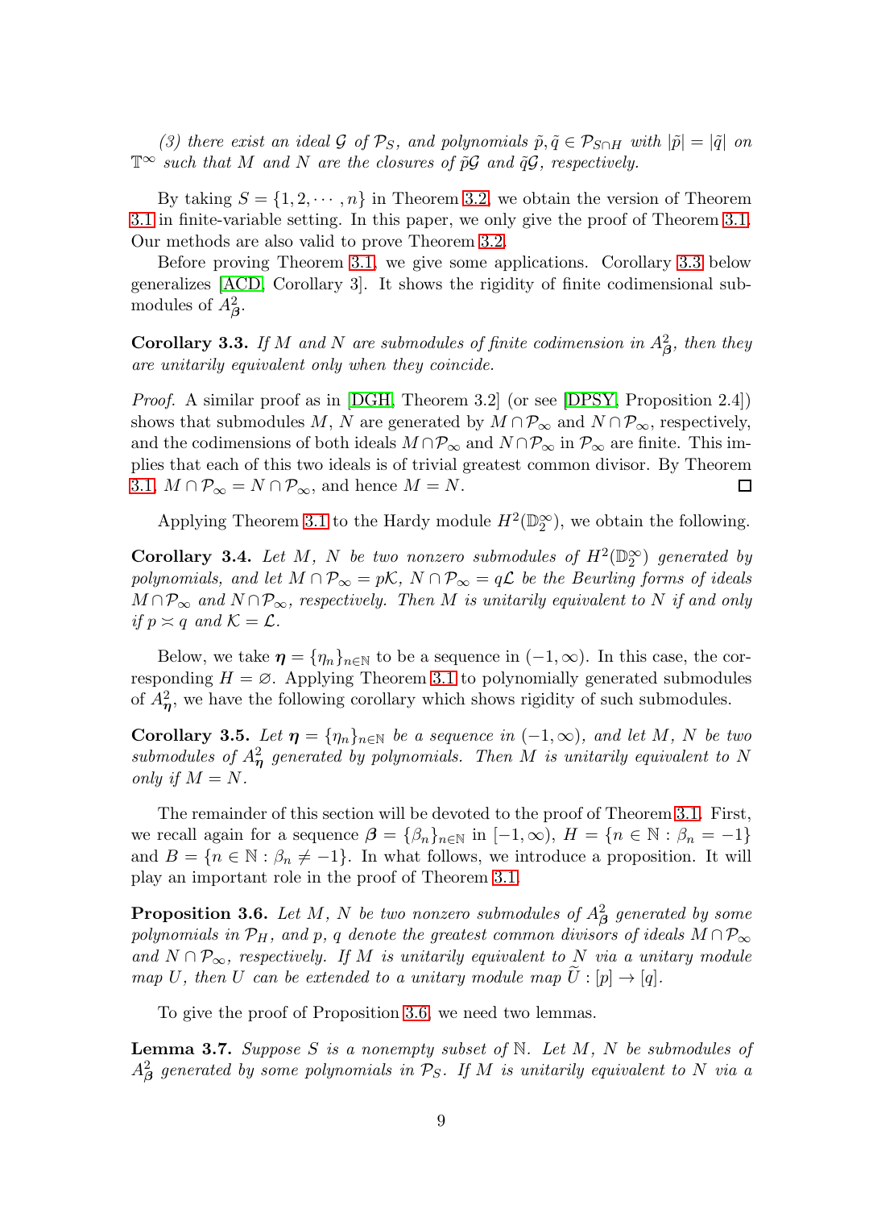*(3) there exist an ideal $\mathcal{G}$ of $\mathcal{P}_S$, and polynomials $\tilde{p}, \tilde{q} \in \mathcal{P}_{S\cap H}$ with $|\tilde{p}| = |\tilde{q}|$ on $\mathbb{T}^\infty$ such that $M$ and $N$ are the closures of $\tilde{p}\mathcal{G}$ and $\tilde{q}\mathcal{G}$, respectively.*

By taking $S = \{1, 2, \cdots, n\}$ in Theorem 3.2, we obtain the version of Theorem 3.1 in finite-variable setting. In this paper, we only give the proof of Theorem 3.1. Our methods are also valid to prove Theorem 3.2.

Before proving Theorem 3.1, we give some applications. Corollary 3.3 below generalizes [ACD, Corollary 3]. It shows the rigidity of finite codimensional submodules of $A^2_{\boldsymbol{\beta}}$.

**Corollary 3.3.** *If $M$ and $N$ are submodules of finite codimension in $A^2_{\boldsymbol{\beta}}$, then they are unitarily equivalent only when they coincide.*

*Proof.* A similar proof as in [DGH, Theorem 3.2] (or see [DPSY, Proposition 2.4]) shows that submodules $M$, $N$ are generated by $M \cap \mathcal{P}_\infty$ and $N \cap \mathcal{P}_\infty$, respectively, and the codimensions of both ideals $M \cap \mathcal{P}_\infty$ and $N \cap \mathcal{P}_\infty$ in $\mathcal{P}_\infty$ are finite. This implies that each of this two ideals is of trivial greatest common divisor. By Theorem 3.1, $M \cap \mathcal{P}_\infty = N \cap \mathcal{P}_\infty$, and hence $M = N$. ☐

Applying Theorem 3.1 to the Hardy module $H^2(\mathbb{D}_2^\infty)$, we obtain the following.

**Corollary 3.4.** *Let $M$, $N$ be two nonzero submodules of $H^2(\mathbb{D}_2^\infty)$ generated by polynomials, and let $M \cap \mathcal{P}_\infty = p\mathcal{K}$, $N \cap \mathcal{P}_\infty = q\mathcal{L}$ be the Beurling forms of ideals $M \cap \mathcal{P}_\infty$ and $N \cap \mathcal{P}_\infty$, respectively. Then $M$ is unitarily equivalent to $N$ if and only if $p \asymp q$ and $\mathcal{K} = \mathcal{L}$.*

Below, we take $\boldsymbol{\eta} = \{\eta_n\}_{n\in\mathbb{N}}$ to be a sequence in $(-1, \infty)$. In this case, the corresponding $H = \varnothing$. Applying Theorem 3.1 to polynomially generated submodules of $A^2_{\boldsymbol{\eta}}$, we have the following corollary which shows rigidity of such submodules.

**Corollary 3.5.** *Let $\boldsymbol{\eta} = \{\eta_n\}_{n\in\mathbb{N}}$ be a sequence in $(-1, \infty)$, and let $M$, $N$ be two submodules of $A^2_{\boldsymbol{\eta}}$ generated by polynomials. Then $M$ is unitarily equivalent to $N$ only if $M = N$.*

The remainder of this section will be devoted to the proof of Theorem 3.1. First, we recall again for a sequence $\boldsymbol{\beta} = \{\beta_n\}_{n\in\mathbb{N}}$ in $[-1, \infty)$, $H = \{n \in \mathbb{N} : \beta_n = -1\}$ and $B = \{n \in \mathbb{N} : \beta_n \neq -1\}$. In what follows, we introduce a proposition. It will play an important role in the proof of Theorem 3.1.

**Proposition 3.6.** *Let $M$, $N$ be two nonzero submodules of $A^2_{\boldsymbol{\beta}}$ generated by some polynomials in $\mathcal{P}_H$, and $p$, $q$ denote the greatest common divisors of ideals $M \cap \mathcal{P}_\infty$ and $N \cap \mathcal{P}_\infty$, respectively. If $M$ is unitarily equivalent to $N$ via a unitary module map $U$, then $U$ can be extended to a unitary module map $\widetilde{U} : [p] \to [q]$.*

To give the proof of Proposition 3.6, we need two lemmas.

**Lemma 3.7.** *Suppose $S$ is a nonempty subset of $\mathbb{N}$. Let $M$, $N$ be submodules of $A^2_{\boldsymbol{\beta}}$ generated by some polynomials in $\mathcal{P}_S$. If $M$ is unitarily equivalent to $N$ via a*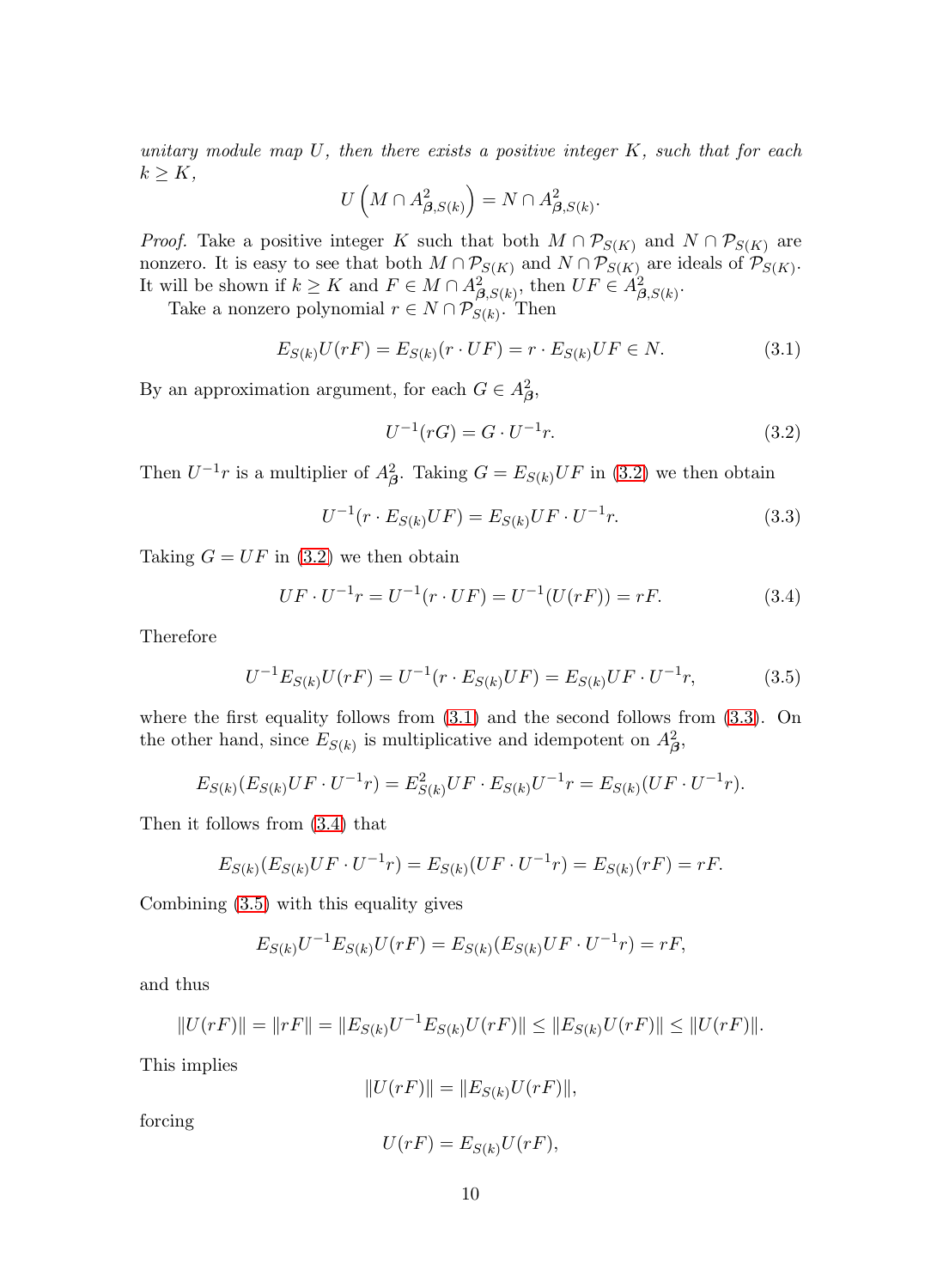*unitary module map $U$, then there exists a positive integer $K$, such that for each $k \geq K$,*

$$U\left(M \cap A^2_{\boldsymbol{\beta},S(k)}\right) = N \cap A^2_{\boldsymbol{\beta},S(k)}.$$

*Proof.* Take a positive integer $K$ such that both $M \cap \mathcal{P}_{S(K)}$ and $N \cap \mathcal{P}_{S(K)}$ are nonzero. It is easy to see that both $M \cap \mathcal{P}_{S(K)}$ and $N \cap \mathcal{P}_{S(K)}$ are ideals of $\mathcal{P}_{S(K)}$. It will be shown if $k \geq K$ and $F \in M \cap A^2_{\boldsymbol{\beta},S(k)}$, then $UF \in A^2_{\boldsymbol{\beta},S(k)}$.

Take a nonzero polynomial $r \in N \cap \mathcal{P}_{S(k)}$. Then

$$E_{S(k)}U(rF) = E_{S(k)}(r \cdot UF) = r \cdot E_{S(k)}UF \in N. \tag{3.1}$$

By an approximation argument, for each $G \in A^2_{\boldsymbol{\beta}}$,

$$U^{-1}(rG) = G \cdot U^{-1}r. \tag{3.2}$$

Then $U^{-1}r$ is a multiplier of $A^2_{\boldsymbol{\beta}}$. Taking $G = E_{S(k)}UF$ in (3.2) we then obtain

$$U^{-1}(r \cdot E_{S(k)}UF) = E_{S(k)}UF \cdot U^{-1}r. \tag{3.3}$$

Taking $G = UF$ in (3.2) we then obtain

$$UF \cdot U^{-1}r = U^{-1}(r \cdot UF) = U^{-1}(U(rF)) = rF. \tag{3.4}$$

Therefore

$$U^{-1}E_{S(k)}U(rF) = U^{-1}(r \cdot E_{S(k)}UF) = E_{S(k)}UF \cdot U^{-1}r, \tag{3.5}$$

where the first equality follows from (3.1) and the second follows from (3.3). On the other hand, since $E_{S(k)}$ is multiplicative and idempotent on $A^2_{\boldsymbol{\beta}}$,

$$E_{S(k)}(E_{S(k)}UF \cdot U^{-1}r) = E^2_{S(k)}UF \cdot E_{S(k)}U^{-1}r = E_{S(k)}(UF \cdot U^{-1}r).$$

Then it follows from (3.4) that

$$E_{S(k)}(E_{S(k)}UF \cdot U^{-1}r) = E_{S(k)}(UF \cdot U^{-1}r) = E_{S(k)}(rF) = rF.$$

Combining (3.5) with this equality gives

$$E_{S(k)}U^{-1}E_{S(k)}U(rF) = E_{S(k)}(E_{S(k)}UF \cdot U^{-1}r) = rF,$$

and thus

$$\|U(rF)\| = \|rF\| = \|E_{S(k)}U^{-1}E_{S(k)}U(rF)\| \leq \|E_{S(k)}U(rF)\| \leq \|U(rF)\|.$$

This implies

$$\|U(rF)\| = \|E_{S(k)}U(rF)\|,$$

forcing

$$U(rF) = E_{S(k)}U(rF),$$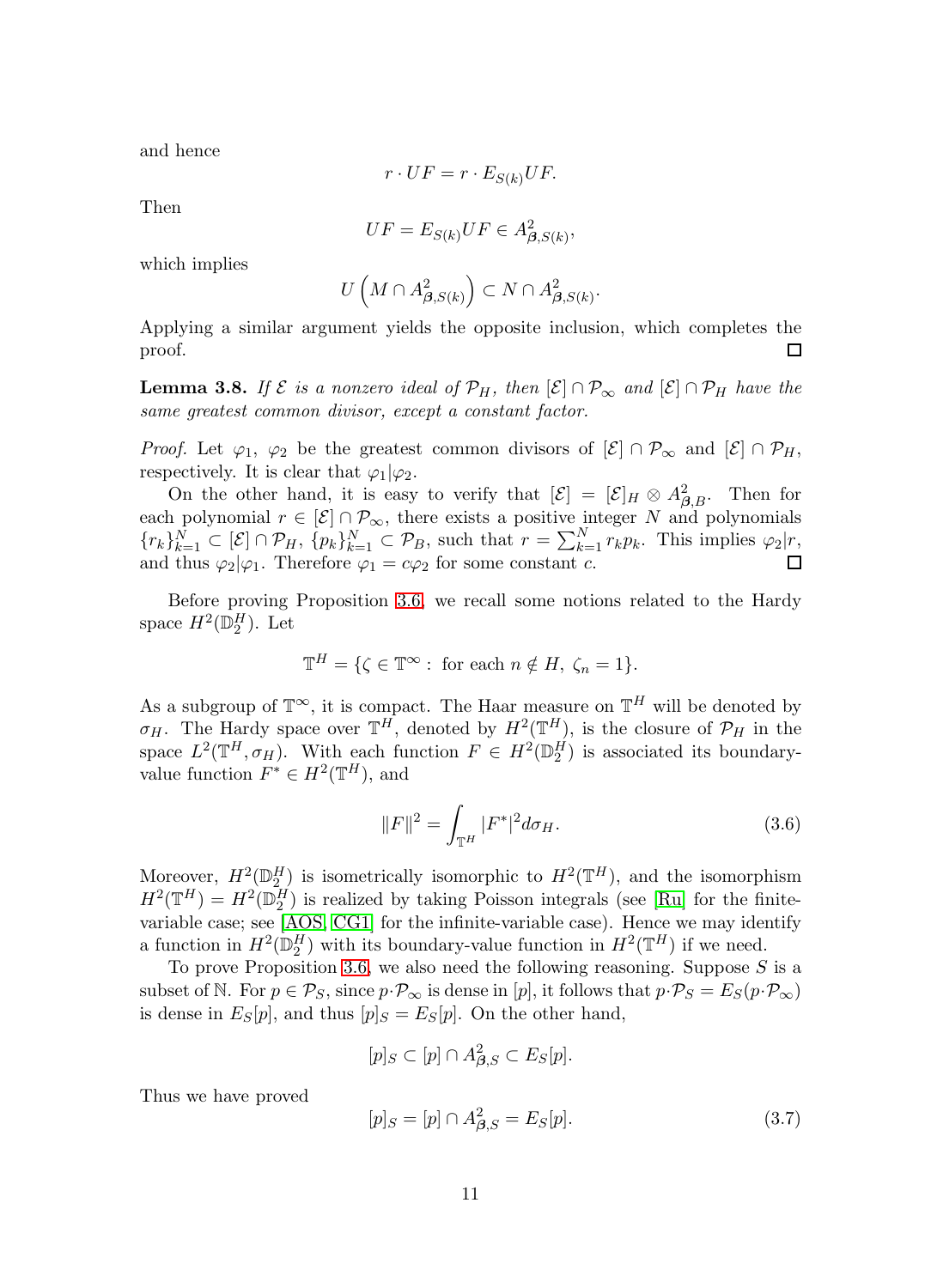and hence

$$r \cdot UF = r \cdot E_{S(k)} UF.$$

Then

$$UF = E_{S(k)} UF \in A^2_{\boldsymbol{\beta},S(k)},$$

which implies

$$U\left(M \cap A^2_{\boldsymbol{\beta},S(k)}\right) \subset N \cap A^2_{\boldsymbol{\beta},S(k)}.$$

Applying a similar argument yields the opposite inclusion, which completes the proof. $\square$

**Lemma 3.8.** *If $\mathcal{E}$ is a nonzero ideal of $\mathcal{P}_H$, then $[\mathcal{E}] \cap \mathcal{P}_\infty$ and $[\mathcal{E}] \cap \mathcal{P}_H$ have the same greatest common divisor, except a constant factor.*

*Proof.* Let $\varphi_1$, $\varphi_2$ be the greatest common divisors of $[\mathcal{E}] \cap \mathcal{P}_\infty$ and $[\mathcal{E}] \cap \mathcal{P}_H$, respectively. It is clear that $\varphi_1 | \varphi_2$.

On the other hand, it is easy to verify that $[\mathcal{E}] = [\mathcal{E}]_H \otimes A^2_{\boldsymbol{\beta},B}$. Then for each polynomial $r \in [\mathcal{E}] \cap \mathcal{P}_\infty$, there exists a positive integer $N$ and polynomials $\{r_k\}_{k=1}^N \subset [\mathcal{E}] \cap \mathcal{P}_H$, $\{p_k\}_{k=1}^N \subset \mathcal{P}_B$, such that $r = \sum_{k=1}^N r_k p_k$. This implies $\varphi_2 | r$, and thus $\varphi_2 | \varphi_1$. Therefore $\varphi_1 = c\varphi_2$ for some constant $c$. $\square$

Before proving Proposition 3.6, we recall some notions related to the Hardy space $H^2(\mathbb{D}_2^H)$. Let

$$\mathbb{T}^H = \{\zeta \in \mathbb{T}^\infty : \text{ for each } n \notin H, \ \zeta_n = 1\}.$$

As a subgroup of $\mathbb{T}^\infty$, it is compact. The Haar measure on $\mathbb{T}^H$ will be denoted by $\sigma_H$. The Hardy space over $\mathbb{T}^H$, denoted by $H^2(\mathbb{T}^H)$, is the closure of $\mathcal{P}_H$ in the space $L^2(\mathbb{T}^H, \sigma_H)$. With each function $F \in H^2(\mathbb{D}_2^H)$ is associated its boundary-value function $F^* \in H^2(\mathbb{T}^H)$, and

$$\|F\|^2 = \int_{\mathbb{T}^H} |F^*|^2 d\sigma_H. \tag{3.6}$$

Moreover, $H^2(\mathbb{D}_2^H)$ is isometrically isomorphic to $H^2(\mathbb{T}^H)$, and the isomorphism $H^2(\mathbb{T}^H) = H^2(\mathbb{D}_2^H)$ is realized by taking Poisson integrals (see [Ru] for the finite-variable case; see [AOS, CG1] for the infinite-variable case). Hence we may identify a function in $H^2(\mathbb{D}_2^H)$ with its boundary-value function in $H^2(\mathbb{T}^H)$ if we need.

To prove Proposition 3.6, we also need the following reasoning. Suppose $S$ is a subset of $\mathbb{N}$. For $p \in \mathcal{P}_S$, since $p \cdot \mathcal{P}_\infty$ is dense in $[p]$, it follows that $p \cdot \mathcal{P}_S = E_S(p \cdot \mathcal{P}_\infty)$ is dense in $E_S[p]$, and thus $[p]_S = E_S[p]$. On the other hand,

$$[p]_S \subset [p] \cap A^2_{\boldsymbol{\beta},S} \subset E_S[p].$$

Thus we have proved

$$[p]_S = [p] \cap A^2_{\boldsymbol{\beta},S} = E_S[p]. \tag{3.7}$$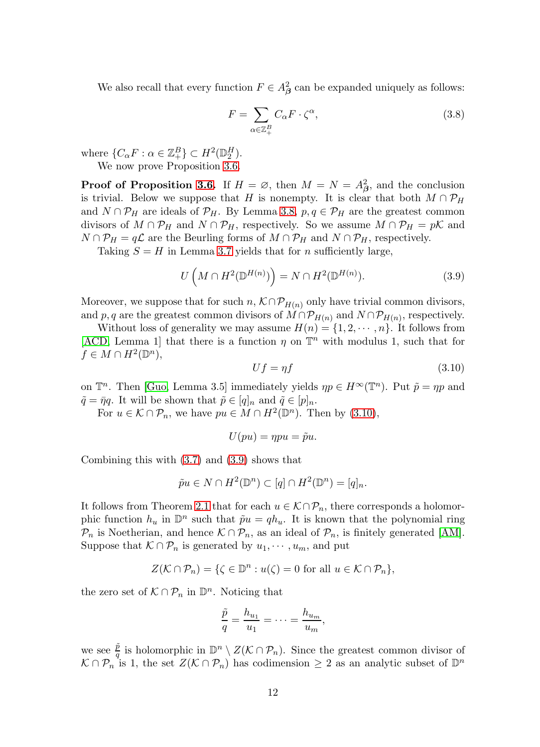We also recall that every function $F \in A^2_{\boldsymbol{\beta}}$ can be expanded uniquely as follows:

$$F = \sum_{\alpha \in \mathbb{Z}_+^B} C_\alpha F \cdot \zeta^\alpha, \tag{3.8}$$

where $\{C_\alpha F : \alpha \in \mathbb{Z}_+^B\} \subset H^2(\mathbb{D}_2^H)$.

We now prove Proposition 3.6.

**Proof of Proposition 3.6.** If $H = \varnothing$, then $M = N = A^2_{\boldsymbol{\beta}}$, and the conclusion is trivial. Below we suppose that $H$ is nonempty. It is clear that both $M \cap \mathcal{P}_H$ and $N \cap \mathcal{P}_H$ are ideals of $\mathcal{P}_H$. By Lemma 3.8, $p, q \in \mathcal{P}_H$ are the greatest common divisors of $M \cap \mathcal{P}_H$ and $N \cap \mathcal{P}_H$, respectively. So we assume $M \cap \mathcal{P}_H = p\mathcal{K}$ and $N \cap \mathcal{P}_H = q\mathcal{L}$ are the Beurling forms of $M \cap \mathcal{P}_H$ and $N \cap \mathcal{P}_H$, respectively.

Taking $S = H$ in Lemma 3.7 yields that for $n$ sufficiently large,

$$U\left(M \cap H^2(\mathbb{D}^{H(n)})\right) = N \cap H^2(\mathbb{D}^{H(n)}). \tag{3.9}$$

Moreover, we suppose that for such $n$, $\mathcal{K} \cap \mathcal{P}_{H(n)}$ only have trivial common divisors, and $p, q$ are the greatest common divisors of $M \cap \mathcal{P}_{H(n)}$ and $N \cap \mathcal{P}_{H(n)}$, respectively.

Without loss of generality we may assume $H(n) = \{1, 2, \cdots, n\}$. It follows from [ACD, Lemma 1] that there is a function $\eta$ on $\mathbb{T}^n$ with modulus 1, such that for $f \in M \cap H^2(\mathbb{D}^n)$,

$$Uf = \eta f \tag{3.10}$$

on $\mathbb{T}^n$. Then [Guo, Lemma 3.5] immediately yields $\eta p \in H^\infty(\mathbb{T}^n)$. Put $\tilde{p} = \eta p$ and $\tilde{q} = \bar{\eta} q$. It will be shown that $\tilde{p} \in [q]_n$ and $\tilde{q} \in [p]_n$.

For $u \in \mathcal{K} \cap \mathcal{P}_n$, we have $pu \in M \cap H^2(\mathbb{D}^n)$. Then by (3.10),

$$U(pu) = \eta p u = \tilde{p} u.$$

Combining this with (3.7) and (3.9) shows that

$$\tilde{p} u \in N \cap H^2(\mathbb{D}^n) \subset [q] \cap H^2(\mathbb{D}^n) = [q]_n.$$

It follows from Theorem 2.1 that for each $u \in \mathcal{K} \cap \mathcal{P}_n$, there corresponds a holomorphic function $h_u$ in $\mathbb{D}^n$ such that $\tilde{p} u = q h_u$. It is known that the polynomial ring $\mathcal{P}_n$ is Noetherian, and hence $\mathcal{K} \cap \mathcal{P}_n$, as an ideal of $\mathcal{P}_n$, is finitely generated [AM]. Suppose that $\mathcal{K} \cap \mathcal{P}_n$ is generated by $u_1, \cdots, u_m$, and put

$$Z(\mathcal{K} \cap \mathcal{P}_n) = \{\zeta \in \mathbb{D}^n : u(\zeta) = 0 \text{ for all } u \in \mathcal{K} \cap \mathcal{P}_n\},$$

the zero set of $\mathcal{K} \cap \mathcal{P}_n$ in $\mathbb{D}^n$. Noticing that

$$\frac{\tilde{p}}{q} = \frac{h_{u_1}}{u_1} = \cdots = \frac{h_{u_m}}{u_m},$$

we see $\frac{\tilde{p}}{q}$ is holomorphic in $\mathbb{D}^n \setminus Z(\mathcal{K} \cap \mathcal{P}_n)$. Since the greatest common divisor of $\mathcal{K} \cap \mathcal{P}_n$ is 1, the set $Z(\mathcal{K} \cap \mathcal{P}_n)$ has codimension $\geq 2$ as an analytic subset of $\mathbb{D}^n$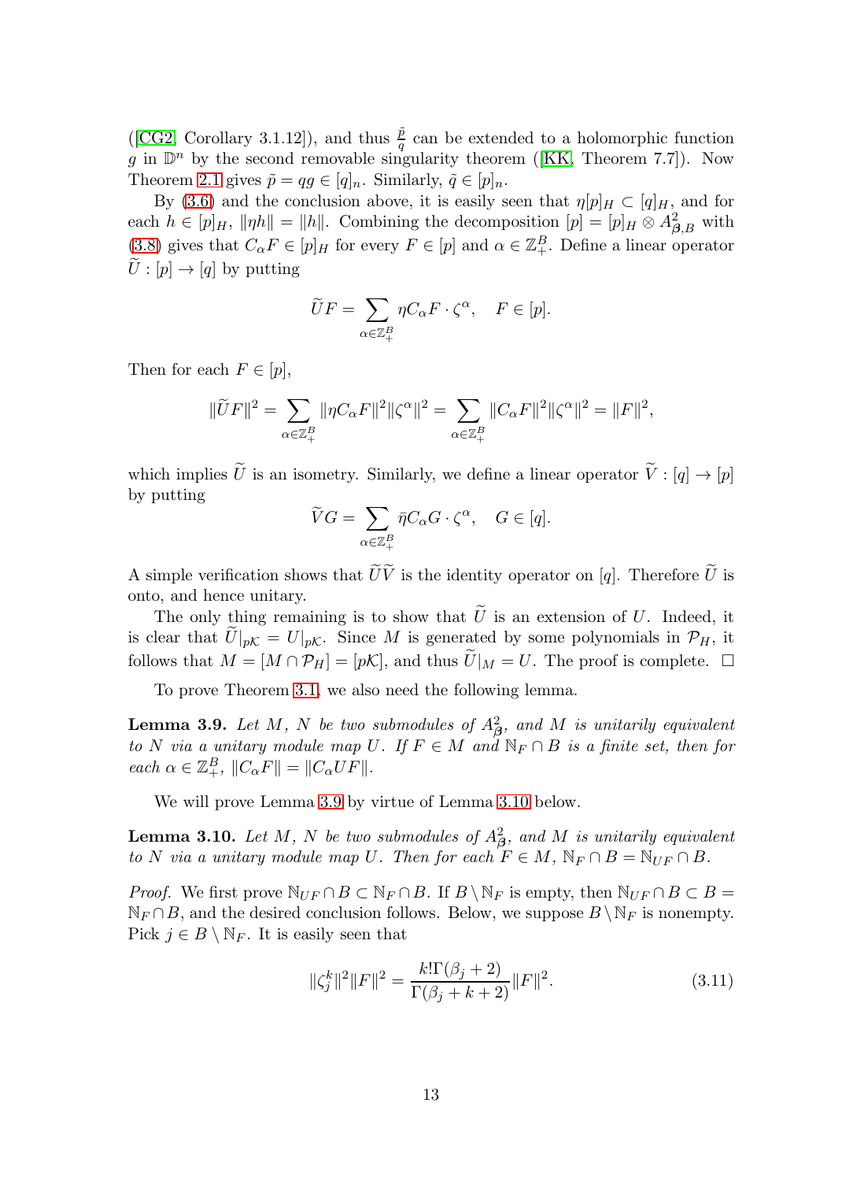([CG2, Corollary 3.1.12]), and thus $\frac{\tilde{p}}{q}$ can be extended to a holomorphic function $g$ in $\mathbb{D}^n$ by the second removable singularity theorem ([KK, Theorem 7.7]). Now Theorem 2.1 gives $\tilde{p} = qg \in [q]_n$. Similarly, $\tilde{q} \in [p]_n$.

By (3.6) and the conclusion above, it is easily seen that $\eta[p]_H \subset [q]_H$, and for each $h \in [p]_H$, $\|\eta h\| = \|h\|$. Combining the decomposition $[p] = [p]_H \otimes A^2_{\boldsymbol{\beta},B}$ with (3.8) gives that $C_\alpha F \in [p]_H$ for every $F \in [p]$ and $\alpha \in \mathbb{Z}_+^B$. Define a linear operator $\widetilde{U} : [p] \to [q]$ by putting

$$\widetilde{U}F = \sum_{\alpha \in \mathbb{Z}_+^B} \eta C_\alpha F \cdot \zeta^\alpha, \quad F \in [p].$$

Then for each $F \in [p]$,

$$\|\widetilde{U}F\|^2 = \sum_{\alpha \in \mathbb{Z}_+^B} \|\eta C_\alpha F\|^2 \|\zeta^\alpha\|^2 = \sum_{\alpha \in \mathbb{Z}_+^B} \|C_\alpha F\|^2 \|\zeta^\alpha\|^2 = \|F\|^2,$$

which implies $\widetilde{U}$ is an isometry. Similarly, we define a linear operator $\widetilde{V} : [q] \to [p]$ by putting

$$\widetilde{V}G = \sum_{\alpha \in \mathbb{Z}_+^B} \bar{\eta} C_\alpha G \cdot \zeta^\alpha, \quad G \in [q].$$

A simple verification shows that $\widetilde{U}\widetilde{V}$ is the identity operator on $[q]$. Therefore $\widetilde{U}$ is onto, and hence unitary.

The only thing remaining is to show that $\widetilde{U}$ is an extension of $U$. Indeed, it is clear that $\widetilde{U}|_{p\mathcal{K}} = U|_{p\mathcal{K}}$. Since $M$ is generated by some polynomials in $\mathcal{P}_H$, it follows that $M = [M \cap \mathcal{P}_H] = [p\mathcal{K}]$, and thus $\widetilde{U}|_M = U$. The proof is complete. $\square$

To prove Theorem 3.1, we also need the following lemma.

**Lemma 3.9.** *Let $M$, $N$ be two submodules of $A^2_{\boldsymbol{\beta}}$, and $M$ is unitarily equivalent to $N$ via a unitary module map $U$. If $F \in M$ and $\mathbb{N}_F \cap B$ is a finite set, then for each $\alpha \in \mathbb{Z}_+^B$, $\|C_\alpha F\| = \|C_\alpha UF\|$.*

We will prove Lemma 3.9 by virtue of Lemma 3.10 below.

**Lemma 3.10.** *Let $M$, $N$ be two submodules of $A^2_{\boldsymbol{\beta}}$, and $M$ is unitarily equivalent to $N$ via a unitary module map $U$. Then for each $F \in M$, $\mathbb{N}_F \cap B = \mathbb{N}_{UF} \cap B$.*

*Proof.* We first prove $\mathbb{N}_{UF} \cap B \subset \mathbb{N}_F \cap B$. If $B \setminus \mathbb{N}_F$ is empty, then $\mathbb{N}_{UF} \cap B \subset B = \mathbb{N}_F \cap B$, and the desired conclusion follows. Below, we suppose $B \setminus \mathbb{N}_F$ is nonempty. Pick $j \in B \setminus \mathbb{N}_F$. It is easily seen that

$$\|\zeta_j^k\|^2 \|F\|^2 = \frac{k!\Gamma(\beta_j + 2)}{\Gamma(\beta_j + k + 2)} \|F\|^2. \tag{3.11}$$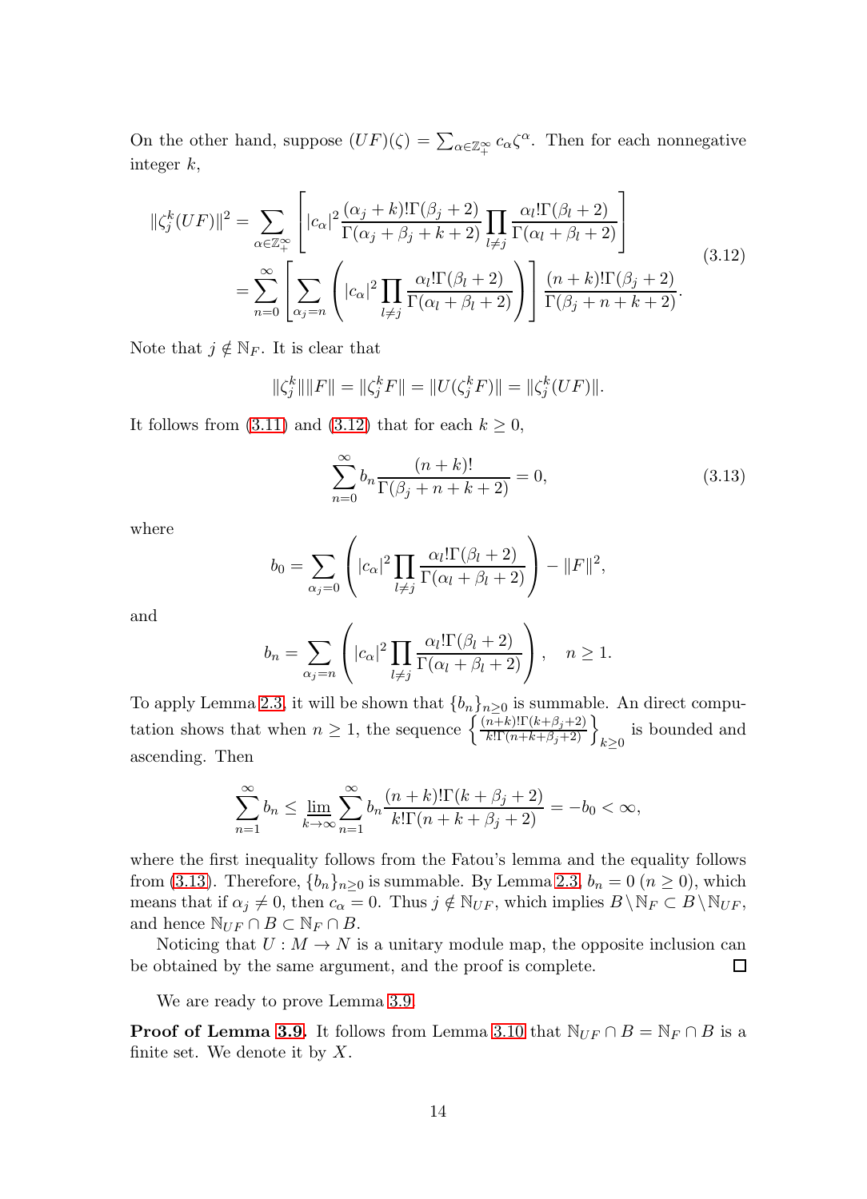On the other hand, suppose $(UF)(\zeta) = \sum_{\alpha\in\mathbb{Z}_+^\infty} c_\alpha \zeta^\alpha$. Then for each nonnegative integer $k$,

$$
\begin{aligned}
\|\zeta_j^k(UF)\|^2 &= \sum_{\alpha\in\mathbb{Z}_+^\infty}\left[|c_\alpha|^2 \frac{(\alpha_j+k)!\Gamma(\beta_j+2)}{\Gamma(\alpha_j+\beta_j+k+2)}\prod_{l\neq j}\frac{\alpha_l!\Gamma(\beta_l+2)}{\Gamma(\alpha_l+\beta_l+2)}\right] \\
&= \sum_{n=0}^\infty\left[\sum_{\alpha_j=n}\left(|c_\alpha|^2\prod_{l\neq j}\frac{\alpha_l!\Gamma(\beta_l+2)}{\Gamma(\alpha_l+\beta_l+2)}\right)\right]\frac{(n+k)!\Gamma(\beta_j+2)}{\Gamma(\beta_j+n+k+2)}.
\end{aligned}
\tag{3.12}
$$

Note that $j\notin\mathbb{N}_F$. It is clear that

$$
\|\zeta_j^k\|\|F\| = \|\zeta_j^k F\| = \|U(\zeta_j^k F)\| = \|\zeta_j^k(UF)\|.
$$

It follows from (3.11) and (3.12) that for each $k\geq 0$,

$$
\sum_{n=0}^\infty b_n\frac{(n+k)!}{\Gamma(\beta_j+n+k+2)} = 0, \tag{3.13}
$$

where

$$
b_0 = \sum_{\alpha_j=0}\left(|c_\alpha|^2\prod_{l\neq j}\frac{\alpha_l!\Gamma(\beta_l+2)}{\Gamma(\alpha_l+\beta_l+2)}\right) - \|F\|^2,
$$

and

$$
b_n = \sum_{\alpha_j=n}\left(|c_\alpha|^2\prod_{l\neq j}\frac{\alpha_l!\Gamma(\beta_l+2)}{\Gamma(\alpha_l+\beta_l+2)}\right),\quad n\geq 1.
$$

To apply Lemma 2.3, it will be shown that $\{b_n\}_{n\geq 0}$ is summable. An direct computation shows that when $n\geq 1$, the sequence $\left\{\frac{(n+k)!\Gamma(k+\beta_j+2)}{k!\Gamma(n+k+\beta_j+2)}\right\}_{k\geq 0}$ is bounded and ascending. Then

$$
\sum_{n=1}^\infty b_n \leq \varliminf_{k\to\infty}\sum_{n=1}^\infty b_n\frac{(n+k)!\Gamma(k+\beta_j+2)}{k!\Gamma(n+k+\beta_j+2)} = -b_0 < \infty,
$$

where the first inequality follows from the Fatou's lemma and the equality follows from (3.13). Therefore, $\{b_n\}_{n\geq 0}$ is summable. By Lemma 2.3, $b_n = 0$ $(n\geq 0)$, which means that if $\alpha_j\neq 0$, then $c_\alpha = 0$. Thus $j\notin\mathbb{N}_{UF}$, which implies $B\setminus\mathbb{N}_F\subset B\setminus\mathbb{N}_{UF}$, and hence $\mathbb{N}_{UF}\cap B\subset\mathbb{N}_F\cap B$.

Noticing that $U: M\to N$ is a unitary module map, the opposite inclusion can be obtained by the same argument, and the proof is complete. $\square$

We are ready to prove Lemma 3.9.

**Proof of Lemma 3.9.** It follows from Lemma 3.10 that $\mathbb{N}_{UF}\cap B = \mathbb{N}_F\cap B$ is a finite set. We denote it by $X$.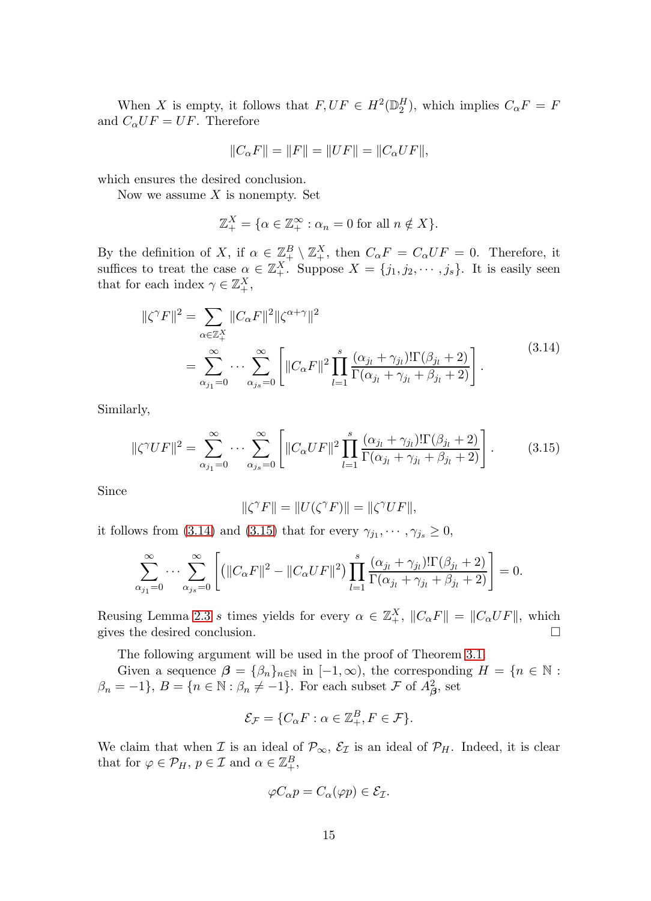When $X$ is empty, it follows that $F, UF \in H^2(\mathbb{D}_2^H)$, which implies $C_\alpha F = F$ and $C_\alpha UF = UF$. Therefore

$$\|C_\alpha F\| = \|F\| = \|UF\| = \|C_\alpha UF\|,$$

which ensures the desired conclusion.

Now we assume $X$ is nonempty. Set

$$\mathbb{Z}_+^X = \{\alpha \in \mathbb{Z}_+^\infty : \alpha_n = 0 \text{ for all } n \notin X\}.$$

By the definition of $X$, if $\alpha \in \mathbb{Z}_+^B \setminus \mathbb{Z}_+^X$, then $C_\alpha F = C_\alpha UF = 0$. Therefore, it suffices to treat the case $\alpha \in \mathbb{Z}_+^X$. Suppose $X = \{j_1, j_2, \cdots, j_s\}$. It is easily seen that for each index $\gamma \in \mathbb{Z}_+^X$,

$$\begin{aligned}
\|\zeta^\gamma F\|^2 &= \sum_{\alpha \in \mathbb{Z}_+^X} \|C_\alpha F\|^2 \|\zeta^{\alpha+\gamma}\|^2 \\
&= \sum_{\alpha_{j_1}=0}^{\infty} \cdots \sum_{\alpha_{j_s}=0}^{\infty} \left[ \|C_\alpha F\|^2 \prod_{l=1}^{s} \frac{(\alpha_{j_l} + \gamma_{j_l})! \Gamma(\beta_{j_l} + 2)}{\Gamma(\alpha_{j_l} + \gamma_{j_l} + \beta_{j_l} + 2)} \right].
\end{aligned} \tag{3.14}$$

Similarly,

$$\|\zeta^\gamma UF\|^2 = \sum_{\alpha_{j_1}=0}^{\infty} \cdots \sum_{\alpha_{j_s}=0}^{\infty} \left[ \|C_\alpha UF\|^2 \prod_{l=1}^{s} \frac{(\alpha_{j_l} + \gamma_{j_l})! \Gamma(\beta_{j_l} + 2)}{\Gamma(\alpha_{j_l} + \gamma_{j_l} + \beta_{j_l} + 2)} \right]. \tag{3.15}$$

Since

$$\|\zeta^\gamma F\| = \|U(\zeta^\gamma F)\| = \|\zeta^\gamma UF\|,$$

it follows from (3.14) and (3.15) that for every $\gamma_{j_1}, \cdots, \gamma_{j_s} \geq 0$,

$$\sum_{\alpha_{j_1}=0}^{\infty} \cdots \sum_{\alpha_{j_s}=0}^{\infty} \left[ \left( \|C_\alpha F\|^2 - \|C_\alpha UF\|^2 \right) \prod_{l=1}^{s} \frac{(\alpha_{j_l} + \gamma_{j_l})! \Gamma(\beta_{j_l} + 2)}{\Gamma(\alpha_{j_l} + \gamma_{j_l} + \beta_{j_l} + 2)} \right] = 0.$$

Reusing Lemma 2.3 $s$ times yields for every $\alpha \in \mathbb{Z}_+^X$, $\|C_\alpha F\| = \|C_\alpha UF\|$, which gives the desired conclusion. $\square$

The following argument will be used in the proof of Theorem 3.1.

Given a sequence $\boldsymbol{\beta} = \{\beta_n\}_{n \in \mathbb{N}}$ in $[-1, \infty)$, the corresponding $H = \{n \in \mathbb{N} : \beta_n = -1\}$, $B = \{n \in \mathbb{N} : \beta_n \neq -1\}$. For each subset $\mathcal{F}$ of $A^2_{\boldsymbol{\beta}}$, set

$$\mathcal{E}_{\mathcal{F}} = \{C_\alpha F : \alpha \in \mathbb{Z}_+^B, F \in \mathcal{F}\}.$$

We claim that when $\mathcal{I}$ is an ideal of $\mathcal{P}_\infty$, $\mathcal{E}_{\mathcal{I}}$ is an ideal of $\mathcal{P}_H$. Indeed, it is clear that for $\varphi \in \mathcal{P}_H$, $p \in \mathcal{I}$ and $\alpha \in \mathbb{Z}_+^B$,

$$\varphi C_\alpha p = C_\alpha(\varphi p) \in \mathcal{E}_{\mathcal{I}}.$$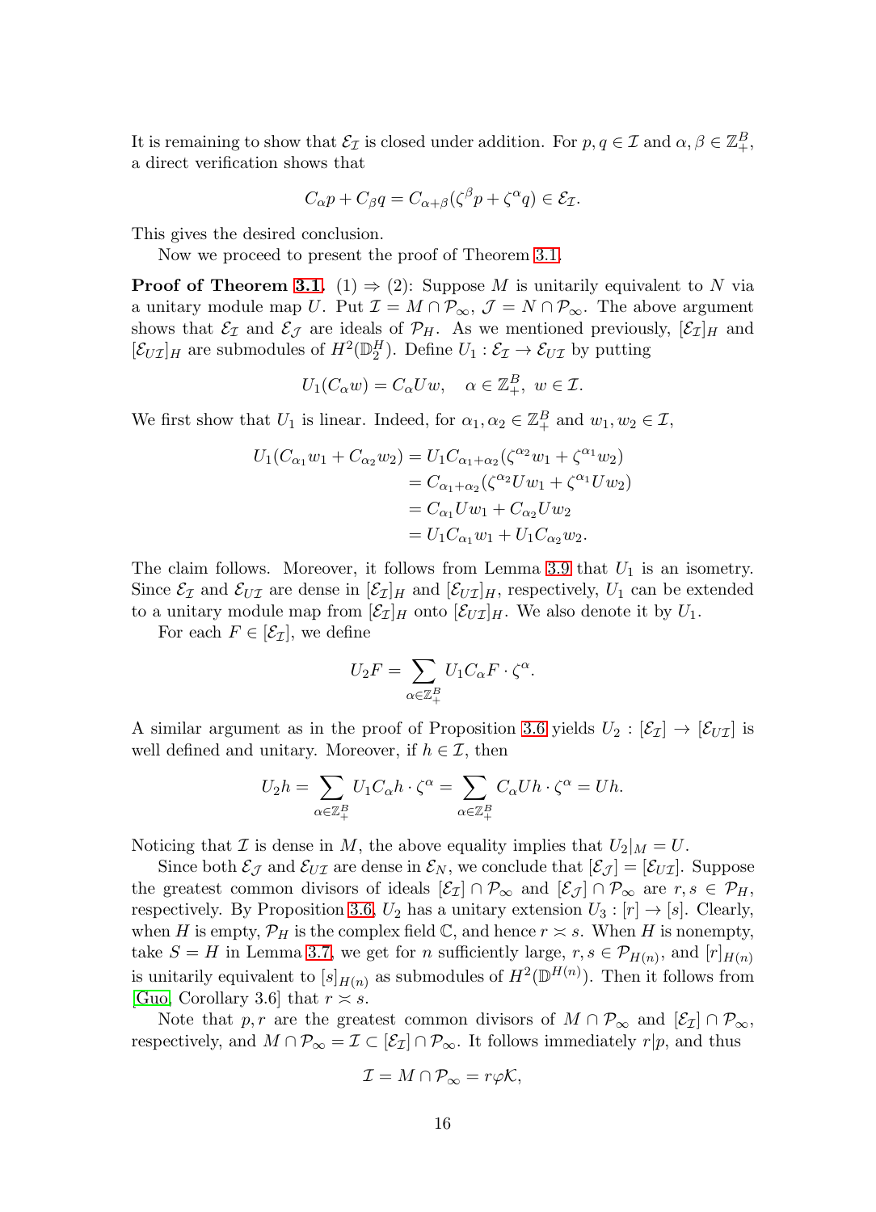It is remaining to show that $\mathcal{E}_\mathcal{I}$ is closed under addition. For $p, q \in \mathcal{I}$ and $\alpha, \beta \in \mathbb{Z}_+^B$, a direct verification shows that

$$C_\alpha p + C_\beta q = C_{\alpha+\beta}(\zeta^\beta p + \zeta^\alpha q) \in \mathcal{E}_\mathcal{I}.$$

This gives the desired conclusion.

Now we proceed to present the proof of Theorem 3.1.

**Proof of Theorem 3.1.** (1) $\Rightarrow$ (2): Suppose $M$ is unitarily equivalent to $N$ via a unitary module map $U$. Put $\mathcal{I} = M \cap \mathcal{P}_\infty$, $\mathcal{J} = N \cap \mathcal{P}_\infty$. The above argument shows that $\mathcal{E}_\mathcal{I}$ and $\mathcal{E}_\mathcal{J}$ are ideals of $\mathcal{P}_H$. As we mentioned previously, $[\mathcal{E}_\mathcal{I}]_H$ and $[\mathcal{E}_{U\mathcal{I}}]_H$ are submodules of $H^2(\mathbb{D}_2^H)$. Define $U_1 : \mathcal{E}_\mathcal{I} \to \mathcal{E}_{U\mathcal{I}}$ by putting

$$U_1(C_\alpha w) = C_\alpha U w, \quad \alpha \in \mathbb{Z}_+^B, \ w \in \mathcal{I}.$$

We first show that $U_1$ is linear. Indeed, for $\alpha_1, \alpha_2 \in \mathbb{Z}_+^B$ and $w_1, w_2 \in \mathcal{I}$,

$$\begin{aligned}
U_1(C_{\alpha_1} w_1 + C_{\alpha_2} w_2) &= U_1 C_{\alpha_1+\alpha_2}(\zeta^{\alpha_2} w_1 + \zeta^{\alpha_1} w_2) \\
&= C_{\alpha_1+\alpha_2}(\zeta^{\alpha_2} U w_1 + \zeta^{\alpha_1} U w_2) \\
&= C_{\alpha_1} U w_1 + C_{\alpha_2} U w_2 \\
&= U_1 C_{\alpha_1} w_1 + U_1 C_{\alpha_2} w_2.
\end{aligned}$$

The claim follows. Moreover, it follows from Lemma 3.9 that $U_1$ is an isometry. Since $\mathcal{E}_\mathcal{I}$ and $\mathcal{E}_{U\mathcal{I}}$ are dense in $[\mathcal{E}_\mathcal{I}]_H$ and $[\mathcal{E}_{U\mathcal{I}}]_H$, respectively, $U_1$ can be extended to a unitary module map from $[\mathcal{E}_\mathcal{I}]_H$ onto $[\mathcal{E}_{U\mathcal{I}}]_H$. We also denote it by $U_1$.

For each $F \in [\mathcal{E}_\mathcal{I}]$, we define

$$U_2 F = \sum_{\alpha \in \mathbb{Z}_+^B} U_1 C_\alpha F \cdot \zeta^\alpha.$$

A similar argument as in the proof of Proposition 3.6 yields $U_2 : [\mathcal{E}_\mathcal{I}] \to [\mathcal{E}_{U\mathcal{I}}]$ is well defined and unitary. Moreover, if $h \in \mathcal{I}$, then

$$U_2 h = \sum_{\alpha \in \mathbb{Z}_+^B} U_1 C_\alpha h \cdot \zeta^\alpha = \sum_{\alpha \in \mathbb{Z}_+^B} C_\alpha U h \cdot \zeta^\alpha = U h.$$

Noticing that $\mathcal{I}$ is dense in $M$, the above equality implies that $U_2|_M = U$.

Since both $\mathcal{E}_\mathcal{J}$ and $\mathcal{E}_{U\mathcal{I}}$ are dense in $\mathcal{E}_N$, we conclude that $[\mathcal{E}_\mathcal{J}] = [\mathcal{E}_{U\mathcal{I}}]$. Suppose the greatest common divisors of ideals $[\mathcal{E}_\mathcal{I}] \cap \mathcal{P}_\infty$ and $[\mathcal{E}_\mathcal{J}] \cap \mathcal{P}_\infty$ are $r, s \in \mathcal{P}_H$, respectively. By Proposition 3.6, $U_2$ has a unitary extension $U_3 : [r] \to [s]$. Clearly, when $H$ is empty, $\mathcal{P}_H$ is the complex field $\mathbb{C}$, and hence $r \asymp s$. When $H$ is nonempty, take $S = H$ in Lemma 3.7, we get for $n$ sufficiently large, $r, s \in \mathcal{P}_{H(n)}$, and $[r]_{H(n)}$ is unitarily equivalent to $[s]_{H(n)}$ as submodules of $H^2(\mathbb{D}^{H(n)})$. Then it follows from [Guo, Corollary 3.6] that $r \asymp s$.

Note that $p, r$ are the greatest common divisors of $M \cap \mathcal{P}_\infty$ and $[\mathcal{E}_\mathcal{I}] \cap \mathcal{P}_\infty$, respectively, and $M \cap \mathcal{P}_\infty = \mathcal{I} \subset [\mathcal{E}_\mathcal{I}] \cap \mathcal{P}_\infty$. It follows immediately $r | p$, and thus

$$\mathcal{I} = M \cap \mathcal{P}_\infty = r\varphi\mathcal{K},$$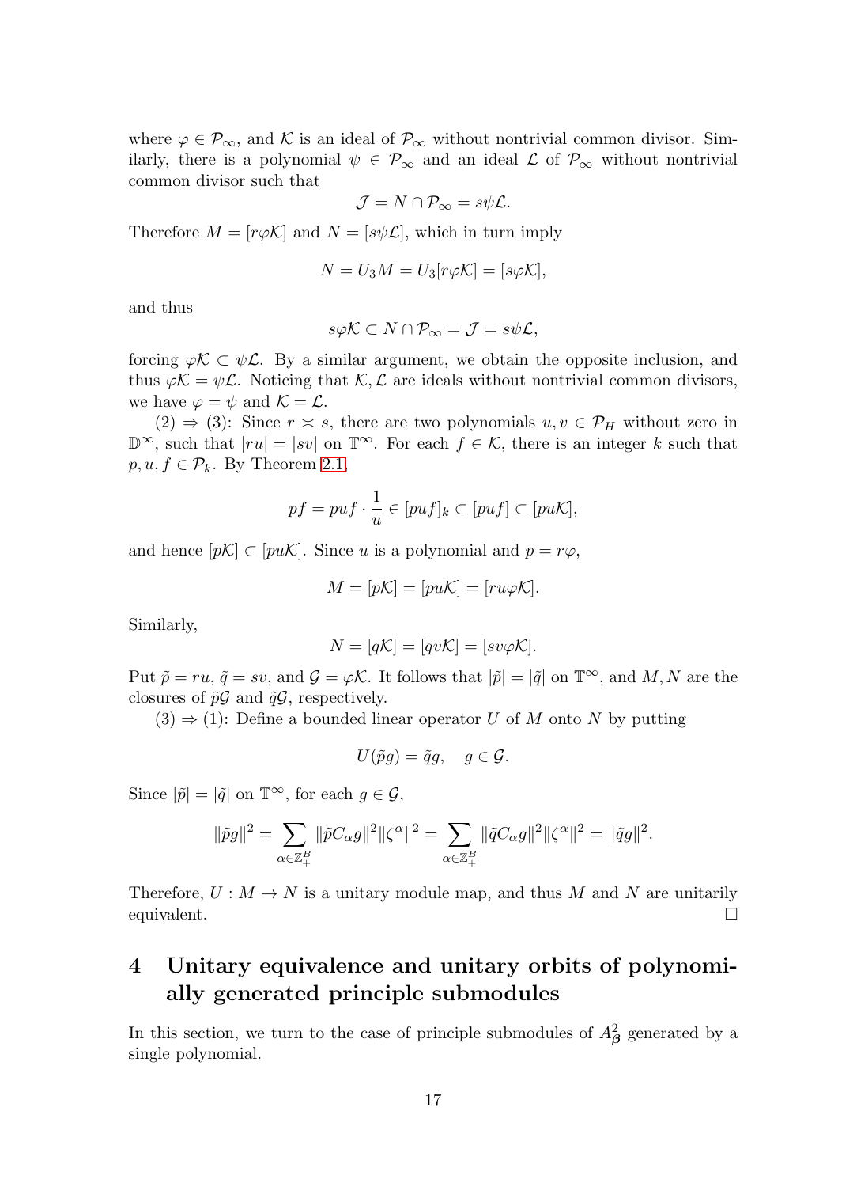where $\varphi \in \mathcal{P}_\infty$, and $\mathcal{K}$ is an ideal of $\mathcal{P}_\infty$ without nontrivial common divisor. Similarly, there is a polynomial $\psi \in \mathcal{P}_\infty$ and an ideal $\mathcal{L}$ of $\mathcal{P}_\infty$ without nontrivial common divisor such that

$$\mathcal{J} = N \cap \mathcal{P}_\infty = s\psi\mathcal{L}.$$

Therefore $M = [r\varphi\mathcal{K}]$ and $N = [s\psi\mathcal{L}]$, which in turn imply

$$N = U_3 M = U_3[r\varphi\mathcal{K}] = [s\varphi\mathcal{K}],$$

and thus

$$s\varphi\mathcal{K} \subset N \cap \mathcal{P}_\infty = \mathcal{J} = s\psi\mathcal{L},$$

forcing $\varphi\mathcal{K} \subset \psi\mathcal{L}$. By a similar argument, we obtain the opposite inclusion, and thus $\varphi\mathcal{K} = \psi\mathcal{L}$. Noticing that $\mathcal{K}, \mathcal{L}$ are ideals without nontrivial common divisors, we have $\varphi = \psi$ and $\mathcal{K} = \mathcal{L}$.

(2) $\Rightarrow$ (3): Since $r \asymp s$, there are two polynomials $u, v \in \mathcal{P}_H$ without zero in $\mathbb{D}^\infty$, such that $|ru| = |sv|$ on $\mathbb{T}^\infty$. For each $f \in \mathcal{K}$, there is an integer $k$ such that $p, u, f \in \mathcal{P}_k$. By Theorem 2.1,

$$pf = puf \cdot \frac{1}{u} \in [puf]_k \subset [puf] \subset [pu\mathcal{K}],$$

and hence $[p\mathcal{K}] \subset [pu\mathcal{K}]$. Since $u$ is a polynomial and $p = r\varphi$,

$$M = [p\mathcal{K}] = [pu\mathcal{K}] = [ru\varphi\mathcal{K}].$$

Similarly,

$$N = [q\mathcal{K}] = [qv\mathcal{K}] = [sv\varphi\mathcal{K}].$$

Put $\tilde{p} = ru$, $\tilde{q} = sv$, and $\mathcal{G} = \varphi\mathcal{K}$. It follows that $|\tilde{p}| = |\tilde{q}|$ on $\mathbb{T}^\infty$, and $M, N$ are the closures of $\tilde{p}\mathcal{G}$ and $\tilde{q}\mathcal{G}$, respectively.

(3) $\Rightarrow$ (1): Define a bounded linear operator $U$ of $M$ onto $N$ by putting

$$U(\tilde{p}g) = \tilde{q}g, \quad g \in \mathcal{G}.$$

Since $|\tilde{p}| = |\tilde{q}|$ on $\mathbb{T}^\infty$, for each $g \in \mathcal{G}$,

$$\|\tilde{p}g\|^2 = \sum_{\alpha \in \mathbb{Z}_+^B} \|\tilde{p}C_\alpha g\|^2 \|\zeta^\alpha\|^2 = \sum_{\alpha \in \mathbb{Z}_+^B} \|\tilde{q}C_\alpha g\|^2 \|\zeta^\alpha\|^2 = \|\tilde{q}g\|^2.$$

Therefore, $U : M \to N$ is a unitary module map, and thus $M$ and $N$ are unitarily equivalent. $\square$

# 4 Unitary equivalence and unitary orbits of polynomially generated principle submodules

In this section, we turn to the case of principle submodules of $A^2_{\boldsymbol{\beta}}$ generated by a single polynomial.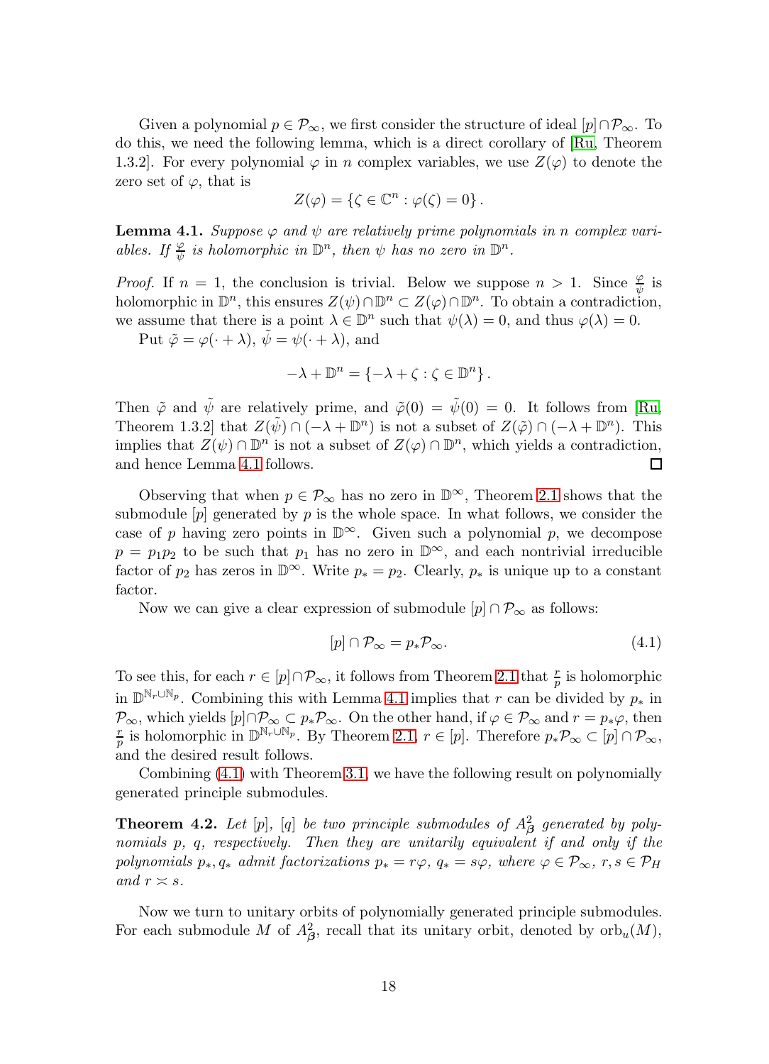Given a polynomial $p \in \mathcal{P}_\infty$, we first consider the structure of ideal $[p] \cap \mathcal{P}_\infty$. To do this, we need the following lemma, which is a direct corollary of [Ru, Theorem 1.3.2]. For every polynomial $\varphi$ in $n$ complex variables, we use $Z(\varphi)$ to denote the zero set of $\varphi$, that is

$$Z(\varphi) = \{\zeta \in \mathbb{C}^n : \varphi(\zeta) = 0\}.$$

**Lemma 4.1.** *Suppose $\varphi$ and $\psi$ are relatively prime polynomials in $n$ complex variables. If $\frac{\varphi}{\psi}$ is holomorphic in $\mathbb{D}^n$, then $\psi$ has no zero in $\mathbb{D}^n$.*

*Proof.* If $n = 1$, the conclusion is trivial. Below we suppose $n > 1$. Since $\frac{\varphi}{\psi}$ is holomorphic in $\mathbb{D}^n$, this ensures $Z(\psi) \cap \mathbb{D}^n \subset Z(\varphi) \cap \mathbb{D}^n$. To obtain a contradiction, we assume that there is a point $\lambda \in \mathbb{D}^n$ such that $\psi(\lambda) = 0$, and thus $\varphi(\lambda) = 0$.

Put $\tilde{\varphi} = \varphi(\cdot + \lambda)$, $\tilde{\psi} = \psi(\cdot + \lambda)$, and

$$-\lambda + \mathbb{D}^n = \{-\lambda + \zeta : \zeta \in \mathbb{D}^n\}.$$

Then $\tilde{\varphi}$ and $\tilde{\psi}$ are relatively prime, and $\tilde{\varphi}(0) = \tilde{\psi}(0) = 0$. It follows from [Ru, Theorem 1.3.2] that $Z(\tilde{\psi}) \cap (-\lambda + \mathbb{D}^n)$ is not a subset of $Z(\tilde{\varphi}) \cap (-\lambda + \mathbb{D}^n)$. This implies that $Z(\psi) \cap \mathbb{D}^n$ is not a subset of $Z(\varphi) \cap \mathbb{D}^n$, which yields a contradiction, and hence Lemma 4.1 follows. $\square$

Observing that when $p \in \mathcal{P}_\infty$ has no zero in $\mathbb{D}^\infty$, Theorem 2.1 shows that the submodule $[p]$ generated by $p$ is the whole space. In what follows, we consider the case of $p$ having zero points in $\mathbb{D}^\infty$. Given such a polynomial $p$, we decompose $p = p_1 p_2$ to be such that $p_1$ has no zero in $\mathbb{D}^\infty$, and each nontrivial irreducible factor of $p_2$ has zeros in $\mathbb{D}^\infty$. Write $p_* = p_2$. Clearly, $p_*$ is unique up to a constant factor.

Now we can give a clear expression of submodule $[p] \cap \mathcal{P}_\infty$ as follows:

$$[p] \cap \mathcal{P}_\infty = p_* \mathcal{P}_\infty. \tag{4.1}$$

To see this, for each $r \in [p] \cap \mathcal{P}_\infty$, it follows from Theorem 2.1 that $\frac{r}{p}$ is holomorphic in $\mathbb{D}^{\mathbb{N}_r \cup \mathbb{N}_p}$. Combining this with Lemma 4.1 implies that $r$ can be divided by $p_*$ in $\mathcal{P}_\infty$, which yields $[p] \cap \mathcal{P}_\infty \subset p_* \mathcal{P}_\infty$. On the other hand, if $\varphi \in \mathcal{P}_\infty$ and $r = p_* \varphi$, then $\frac{r}{p}$ is holomorphic in $\mathbb{D}^{\mathbb{N}_r \cup \mathbb{N}_p}$. By Theorem 2.1, $r \in [p]$. Therefore $p_* \mathcal{P}_\infty \subset [p] \cap \mathcal{P}_\infty$, and the desired result follows.

Combining (4.1) with Theorem 3.1, we have the following result on polynomially generated principle submodules.

**Theorem 4.2.** *Let $[p]$, $[q]$ be two principle submodules of $A^2_{\boldsymbol{\beta}}$ generated by polynomials $p$, $q$, respectively. Then they are unitarily equivalent if and only if the polynomials $p_*, q_*$ admit factorizations $p_* = r\varphi$, $q_* = s\varphi$, where $\varphi \in \mathcal{P}_\infty$, $r, s \in \mathcal{P}_H$ and $r \asymp s$.*

Now we turn to unitary orbits of polynomially generated principle submodules. For each submodule $M$ of $A^2_{\boldsymbol{\beta}}$, recall that its unitary orbit, denoted by $\mathrm{orb}_u(M)$,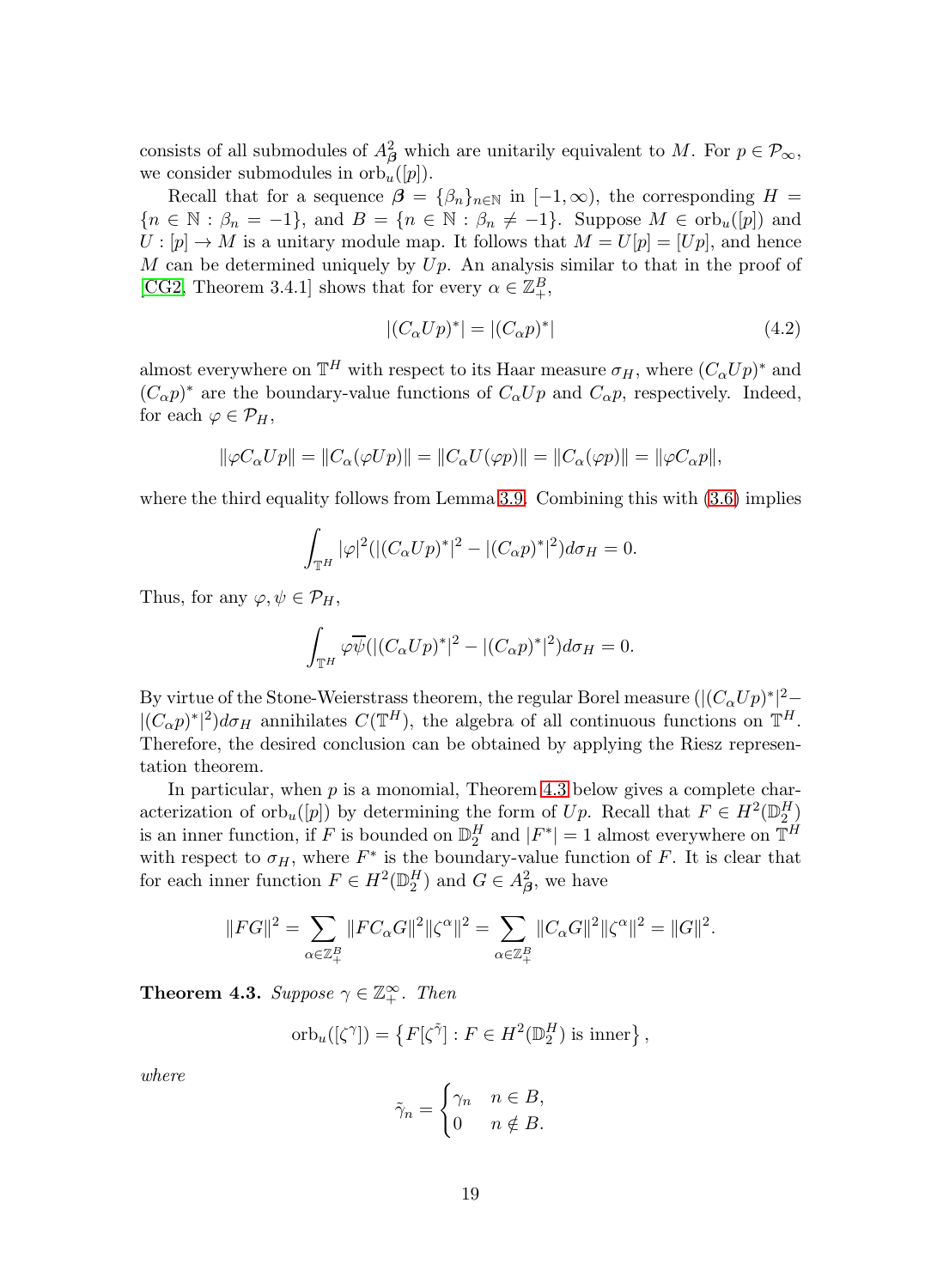consists of all submodules of $A^2_{\boldsymbol{\beta}}$ which are unitarily equivalent to $M$. For $p \in \mathcal{P}_\infty$, we consider submodules in $\mathrm{orb}_u([p])$.

Recall that for a sequence $\boldsymbol{\beta} = \{\beta_n\}_{n\in\mathbb{N}}$ in $[-1,\infty)$, the corresponding $H = \{n \in \mathbb{N} : \beta_n = -1\}$, and $B = \{n \in \mathbb{N} : \beta_n \neq -1\}$. Suppose $M \in \mathrm{orb}_u([p])$ and $U : [p] \to M$ is a unitary module map. It follows that $M = U[p] = [Up]$, and hence $M$ can be determined uniquely by $Up$. An analysis similar to that in the proof of [CG2, Theorem 3.4.1] shows that for every $\alpha \in \mathbb{Z}^B_+$,

$$|(C_\alpha Up)^*| = |(C_\alpha p)^*| \tag{4.2}$$

almost everywhere on $\mathbb{T}^H$ with respect to its Haar measure $\sigma_H$, where $(C_\alpha Up)^*$ and $(C_\alpha p)^*$ are the boundary-value functions of $C_\alpha Up$ and $C_\alpha p$, respectively. Indeed, for each $\varphi \in \mathcal{P}_H$,

$$\|\varphi C_\alpha Up\| = \|C_\alpha(\varphi Up)\| = \|C_\alpha U(\varphi p)\| = \|C_\alpha(\varphi p)\| = \|\varphi C_\alpha p\|,$$

where the third equality follows from Lemma 3.9. Combining this with (3.6) implies

$$\int_{\mathbb{T}^H} |\varphi|^2 (|(C_\alpha Up)^*|^2 - |(C_\alpha p)^*|^2) d\sigma_H = 0.$$

Thus, for any $\varphi, \psi \in \mathcal{P}_H$,

$$\int_{\mathbb{T}^H} \varphi\overline{\psi} (|(C_\alpha Up)^*|^2 - |(C_\alpha p)^*|^2) d\sigma_H = 0.$$

By virtue of the Stone-Weierstrass theorem, the regular Borel measure $(|(C_\alpha Up)^*|^2 - |(C_\alpha p)^*|^2)d\sigma_H$ annihilates $C(\mathbb{T}^H)$, the algebra of all continuous functions on $\mathbb{T}^H$. Therefore, the desired conclusion can be obtained by applying the Riesz representation theorem.

In particular, when $p$ is a monomial, Theorem 4.3 below gives a complete characterization of $\mathrm{orb}_u([p])$ by determining the form of $Up$. Recall that $F \in H^2(\mathbb{D}^H_2)$ is an inner function, if $F$ is bounded on $\mathbb{D}^H_2$ and $|F^*| = 1$ almost everywhere on $\mathbb{T}^H$ with respect to $\sigma_H$, where $F^*$ is the boundary-value function of $F$. It is clear that for each inner function $F \in H^2(\mathbb{D}^H_2)$ and $G \in A^2_{\boldsymbol{\beta}}$, we have

$$\|FG\|^2 = \sum_{\alpha\in\mathbb{Z}^B_+} \|FC_\alpha G\|^2 \|\zeta^\alpha\|^2 = \sum_{\alpha\in\mathbb{Z}^B_+} \|C_\alpha G\|^2 \|\zeta^\alpha\|^2 = \|G\|^2.$$

**Theorem 4.3.** *Suppose $\gamma \in \mathbb{Z}^\infty_+$. Then*

$$\mathrm{orb}_u([\zeta^\gamma]) = \left\{ F[\zeta^{\tilde{\gamma}}] : F \in H^2(\mathbb{D}^H_2) \text{ is inner} \right\},$$

*where*

$$\tilde{\gamma}_n = \begin{cases} \gamma_n & n \in B, \\ 0 & n \notin B. \end{cases}$$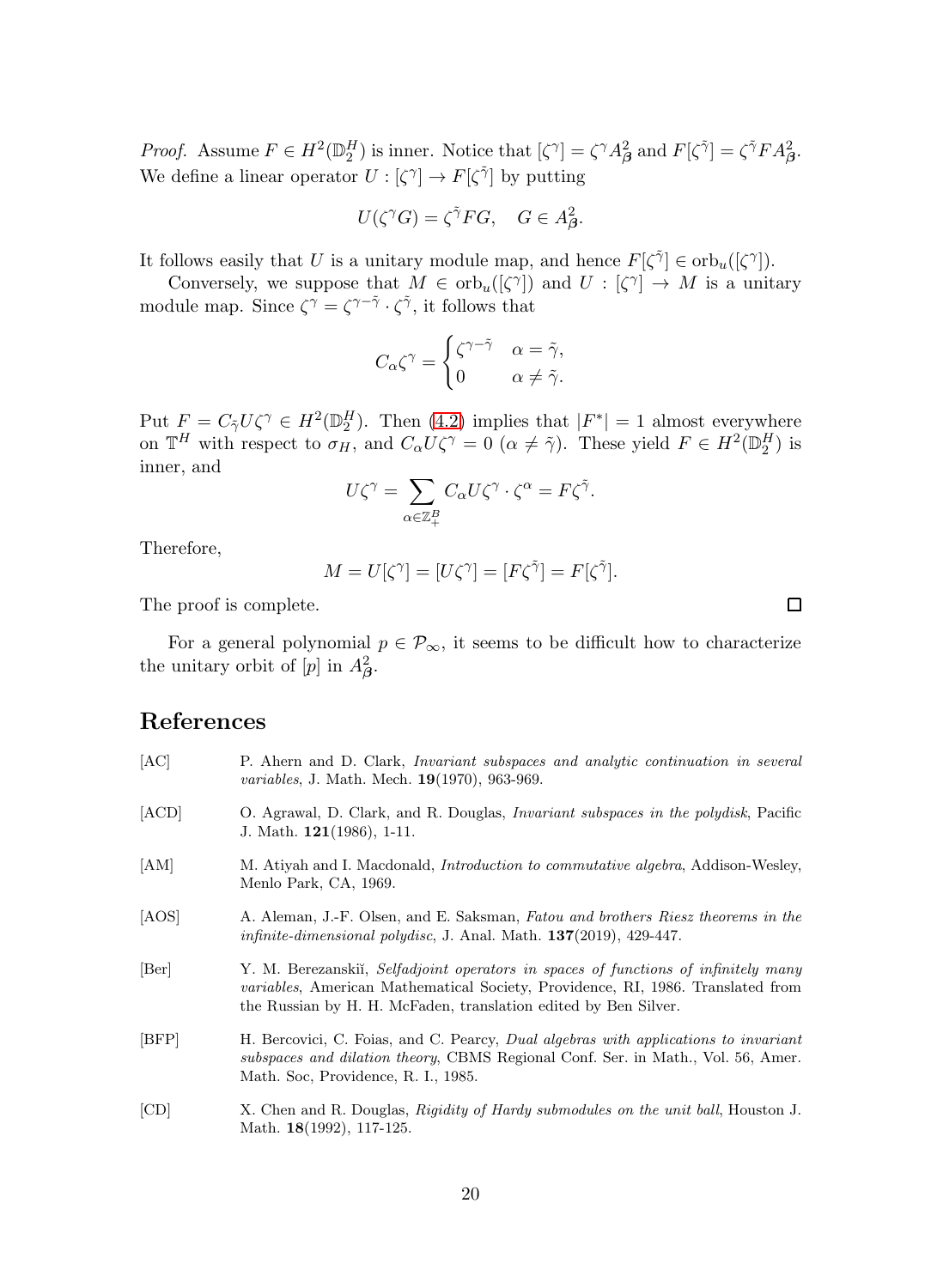*Proof.* Assume $F \in H^2(\mathbb{D}_2^H)$ is inner. Notice that $[\zeta^\gamma] = \zeta^\gamma A^2_{\boldsymbol{\beta}}$ and $F[\zeta^{\tilde{\gamma}}] = \zeta^{\tilde{\gamma}} F A^2_{\boldsymbol{\beta}}$. We define a linear operator $U : [\zeta^\gamma] \to F[\zeta^{\tilde{\gamma}}]$ by putting

$$U(\zeta^\gamma G) = \zeta^{\tilde{\gamma}} F G, \quad G \in A^2_{\boldsymbol{\beta}}.$$

It follows easily that $U$ is a unitary module map, and hence $F[\zeta^{\tilde{\gamma}}] \in \operatorname{orb}_u([\zeta^\gamma])$.

Conversely, we suppose that $M \in \operatorname{orb}_u([\zeta^\gamma])$ and $U : [\zeta^\gamma] \to M$ is a unitary module map. Since $\zeta^\gamma = \zeta^{\gamma - \tilde{\gamma}} \cdot \zeta^{\tilde{\gamma}}$, it follows that

$$C_\alpha \zeta^\gamma = \begin{cases} \zeta^{\gamma - \tilde{\gamma}} & \alpha = \tilde{\gamma}, \\ 0 & \alpha \neq \tilde{\gamma}. \end{cases}$$

Put $F = C_{\tilde{\gamma}} U \zeta^\gamma \in H^2(\mathbb{D}_2^H)$. Then (4.2) implies that $|F^*| = 1$ almost everywhere on $\mathbb{T}^H$ with respect to $\sigma_H$, and $C_\alpha U \zeta^\gamma = 0$ ($\alpha \neq \tilde{\gamma}$). These yield $F \in H^2(\mathbb{D}_2^H)$ is inner, and

$$U\zeta^\gamma = \sum_{\alpha \in \mathbb{Z}_+^B} C_\alpha U \zeta^\gamma \cdot \zeta^\alpha = F \zeta^{\tilde{\gamma}}.$$

Therefore,

$$M = U[\zeta^\gamma] = [U\zeta^\gamma] = [F\zeta^{\tilde{\gamma}}] = F[\zeta^{\tilde{\gamma}}].$$

The proof is complete. $\square$

For a general polynomial $p \in \mathcal{P}_\infty$, it seems to be difficult how to characterize the unitary orbit of $[p]$ in $A^2_{\boldsymbol{\beta}}$.

# References

[AC] P. Ahern and D. Clark, *Invariant subspaces and analytic continuation in several variables*, J. Math. Mech. **19**(1970), 963-969.

[ACD] O. Agrawal, D. Clark, and R. Douglas, *Invariant subspaces in the polydisk*, Pacific J. Math. **121**(1986), 1-11.

[AM] M. Atiyah and I. Macdonald, *Introduction to commutative algebra*, Addison-Wesley, Menlo Park, CA, 1969.

[AOS] A. Aleman, J.-F. Olsen, and E. Saksman, *Fatou and brothers Riesz theorems in the infinite-dimensional polydisc*, J. Anal. Math. **137**(2019), 429-447.

[Ber] Y. M. Berezanskiĭ, *Selfadjoint operators in spaces of functions of infinitely many variables*, American Mathematical Society, Providence, RI, 1986. Translated from the Russian by H. H. McFaden, translation edited by Ben Silver.

[BFP] H. Bercovici, C. Foias, and C. Pearcy, *Dual algebras with applications to invariant subspaces and dilation theory*, CBMS Regional Conf. Ser. in Math., Vol. 56, Amer. Math. Soc, Providence, R. I., 1985.

[CD] X. Chen and R. Douglas, *Rigidity of Hardy submodules on the unit ball*, Houston J. Math. **18**(1992), 117-125.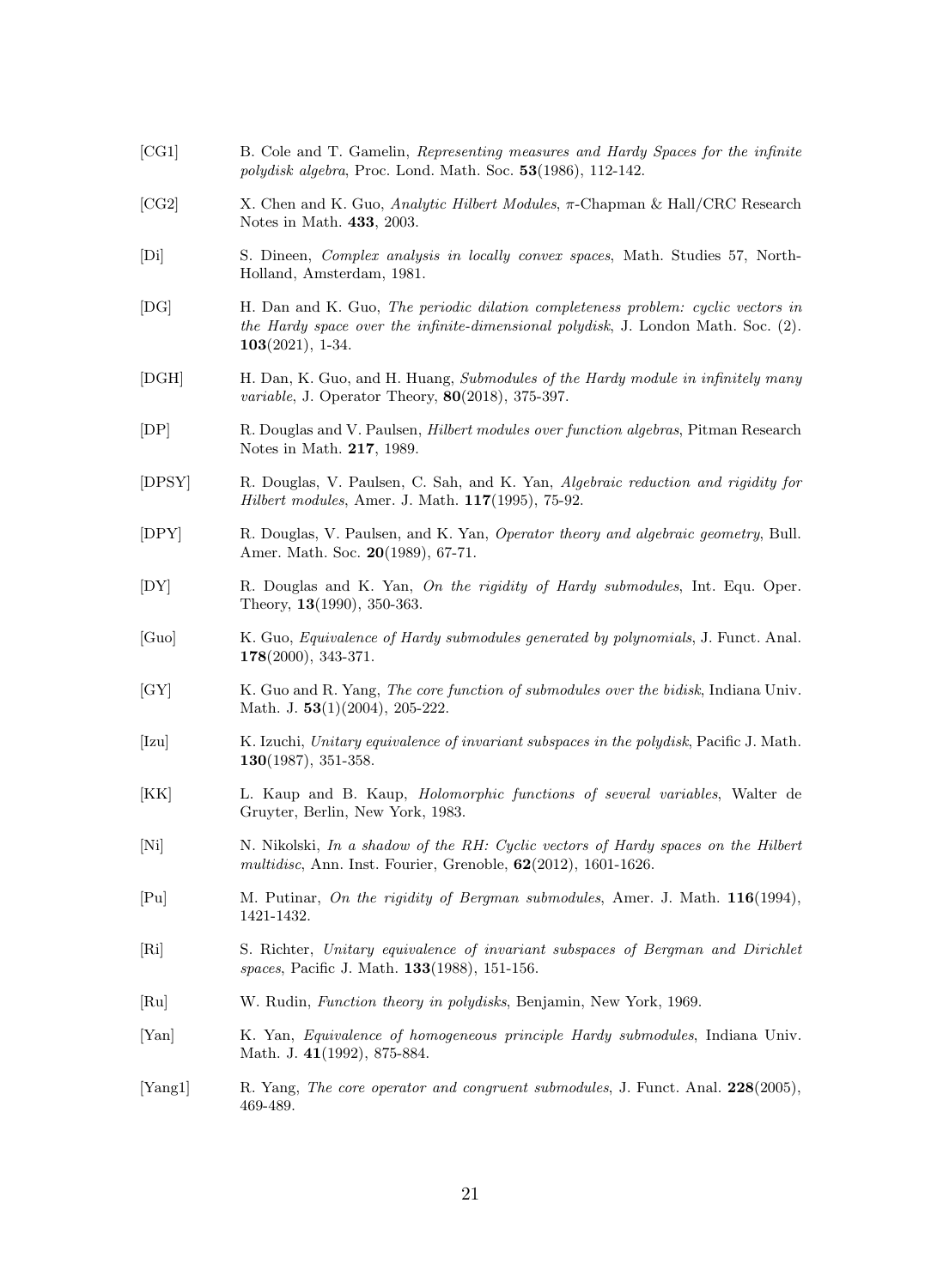[CG1] B. Cole and T. Gamelin, *Representing measures and Hardy Spaces for the infinite polydisk algebra*, Proc. Lond. Math. Soc. **53**(1986), 112-142.

[CG2] X. Chen and K. Guo, *Analytic Hilbert Modules*, $\pi$-Chapman & Hall/CRC Research Notes in Math. **433**, 2003.

[Di] S. Dineen, *Complex analysis in locally convex spaces*, Math. Studies 57, North-Holland, Amsterdam, 1981.

[DG] H. Dan and K. Guo, *The periodic dilation completeness problem: cyclic vectors in the Hardy space over the infinite-dimensional polydisk*, J. London Math. Soc. (2). **103**(2021), 1-34.

[DGH] H. Dan, K. Guo, and H. Huang, *Submodules of the Hardy module in infinitely many variable*, J. Operator Theory, **80**(2018), 375-397.

[DP] R. Douglas and V. Paulsen, *Hilbert modules over function algebras*, Pitman Research Notes in Math. **217**, 1989.

[DPSY] R. Douglas, V. Paulsen, C. Sah, and K. Yan, *Algebraic reduction and rigidity for Hilbert modules*, Amer. J. Math. **117**(1995), 75-92.

[DPY] R. Douglas, V. Paulsen, and K. Yan, *Operator theory and algebraic geometry*, Bull. Amer. Math. Soc. **20**(1989), 67-71.

[DY] R. Douglas and K. Yan, *On the rigidity of Hardy submodules*, Int. Equ. Oper. Theory, **13**(1990), 350-363.

[Guo] K. Guo, *Equivalence of Hardy submodules generated by polynomials*, J. Funct. Anal. **178**(2000), 343-371.

[GY] K. Guo and R. Yang, *The core function of submodules over the bidisk*, Indiana Univ. Math. J. **53**(1)(2004), 205-222.

[Izu] K. Izuchi, *Unitary equivalence of invariant subspaces in the polydisk*, Pacific J. Math. **130**(1987), 351-358.

[KK] L. Kaup and B. Kaup, *Holomorphic functions of several variables*, Walter de Gruyter, Berlin, New York, 1983.

[Ni] N. Nikolski, *In a shadow of the RH: Cyclic vectors of Hardy spaces on the Hilbert multidisc*, Ann. Inst. Fourier, Grenoble, **62**(2012), 1601-1626.

[Pu] M. Putinar, *On the rigidity of Bergman submodules*, Amer. J. Math. **116**(1994), 1421-1432.

[Ri] S. Richter, *Unitary equivalence of invariant subspaces of Bergman and Dirichlet spaces*, Pacific J. Math. **133**(1988), 151-156.

[Ru] W. Rudin, *Function theory in polydisks*, Benjamin, New York, 1969.

[Yan] K. Yan, *Equivalence of homogeneous principle Hardy submodules*, Indiana Univ. Math. J. **41**(1992), 875-884.

[Yang1] R. Yang, *The core operator and congruent submodules*, J. Funct. Anal. **228**(2005), 469-489.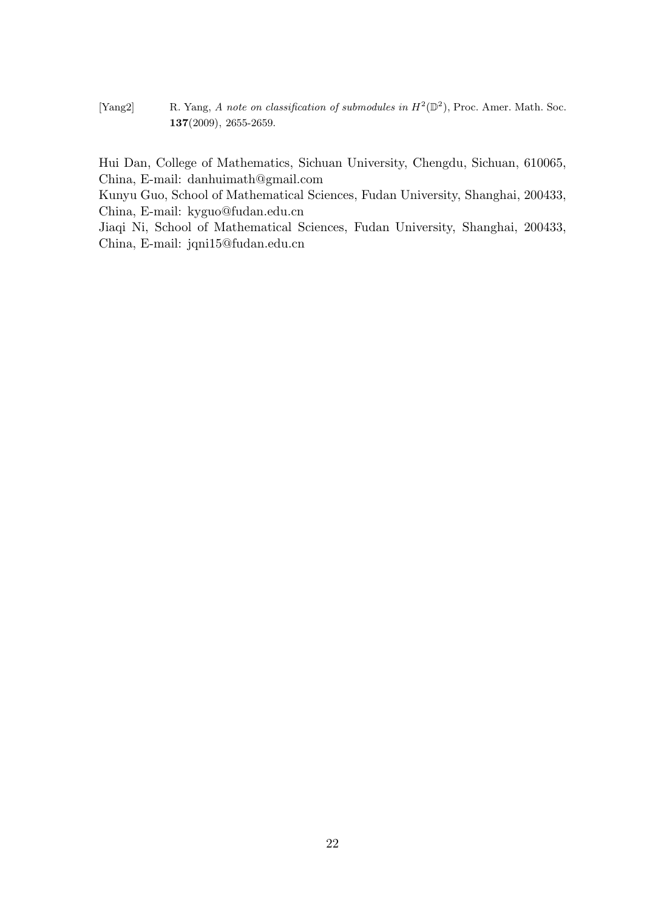[Yang2] R. Yang, *A note on classification of submodules in $H^2(\mathbb{D}^2)$*, Proc. Amer. Math. Soc. **137**(2009), 2655-2659.

Hui Dan, College of Mathematics, Sichuan University, Chengdu, Sichuan, 610065, China, E-mail: danhuimath@gmail.com

Kunyu Guo, School of Mathematical Sciences, Fudan University, Shanghai, 200433, China, E-mail: kyguo@fudan.edu.cn

Jiaqi Ni, School of Mathematical Sciences, Fudan University, Shanghai, 200433, China, E-mail: jqni15@fudan.edu.cn